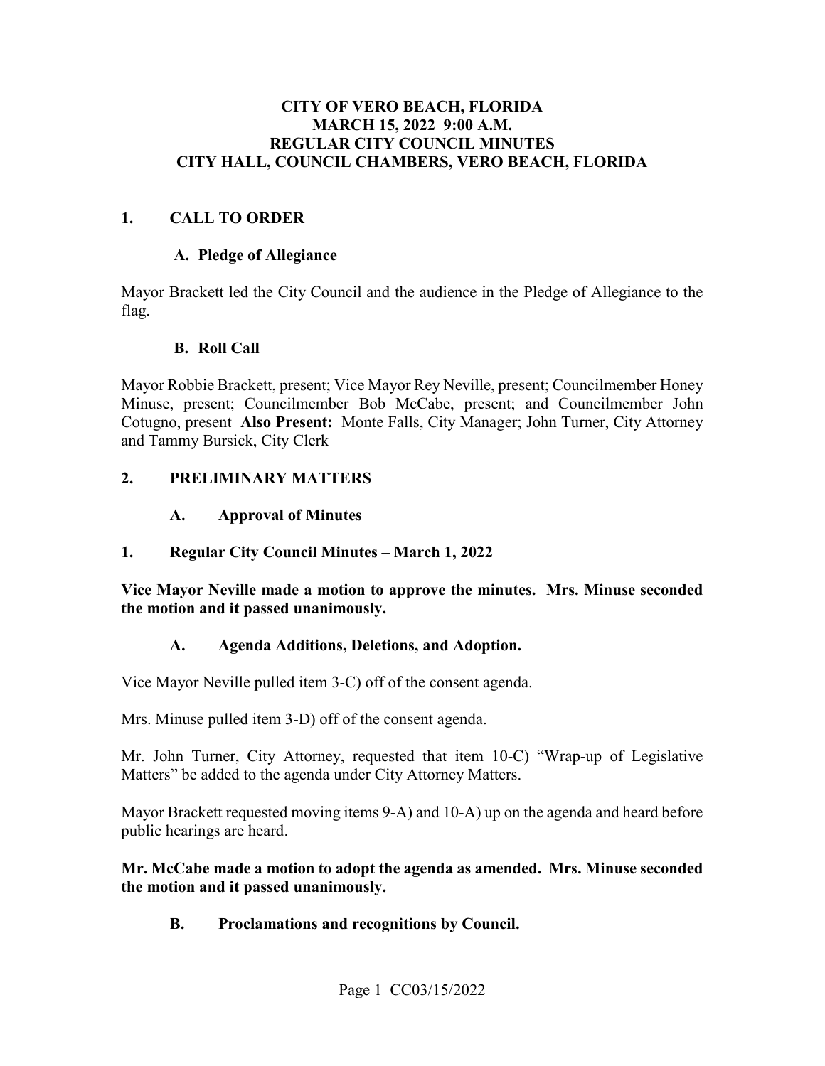# CITY OF VERO BEACH, FLORIDA
# MARCH 15, 2022 9:00 A.M.
# REGULAR CITY COUNCIL MINUTES
# CITY HALL, COUNCIL CHAMBERS, VERO BEACH, FLORIDA

## 1. CALL TO ORDER

### A. Pledge of Allegiance

Mayor Brackett led the City Council and the audience in the Pledge of Allegiance to the flag.

### B. Roll Call

Mayor Robbie Brackett, present; Vice Mayor Rey Neville, present; Councilmember Honey Minuse, present; Councilmember Bob McCabe, present; and Councilmember John Cotugno, present **Also Present:** Monte Falls, City Manager; John Turner, City Attorney and Tammy Bursick, City Clerk

## 2. PRELIMINARY MATTERS

### A. Approval of Minutes

### 1. Regular City Council Minutes – March 1, 2022

**Vice Mayor Neville made a motion to approve the minutes. Mrs. Minuse seconded the motion and it passed unanimously.**

### A. Agenda Additions, Deletions, and Adoption.

Vice Mayor Neville pulled item 3-C) off of the consent agenda.

Mrs. Minuse pulled item 3-D) off of the consent agenda.

Mr. John Turner, City Attorney, requested that item 10-C) "Wrap-up of Legislative Matters" be added to the agenda under City Attorney Matters.

Mayor Brackett requested moving items 9-A) and 10-A) up on the agenda and heard before public hearings are heard.

**Mr. McCabe made a motion to adopt the agenda as amended. Mrs. Minuse seconded the motion and it passed unanimously.**

### B. Proclamations and recognitions by Council.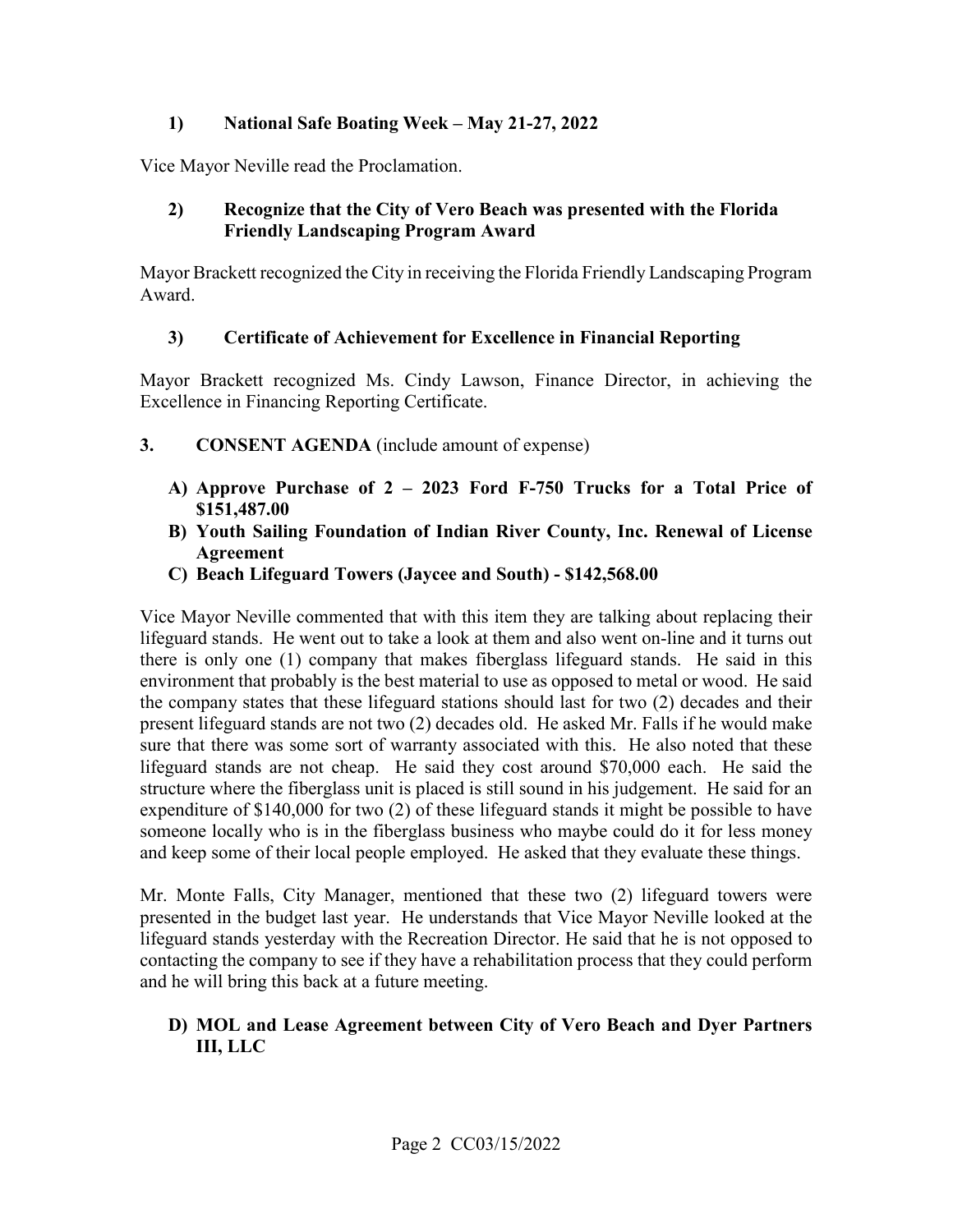**1) National Safe Boating Week – May 21-27, 2022**

Vice Mayor Neville read the Proclamation.

**2) Recognize that the City of Vero Beach was presented with the Florida Friendly Landscaping Program Award**

Mayor Brackett recognized the City in receiving the Florida Friendly Landscaping Program Award.

**3) Certificate of Achievement for Excellence in Financial Reporting**

Mayor Brackett recognized Ms. Cindy Lawson, Finance Director, in achieving the Excellence in Financing Reporting Certificate.

## 3. CONSENT AGENDA (include amount of expense)

**A) Approve Purchase of 2 – 2023 Ford F-750 Trucks for a Total Price of $151,487.00**

**B) Youth Sailing Foundation of Indian River County, Inc. Renewal of License Agreement**

**C) Beach Lifeguard Towers (Jaycee and South) - $142,568.00**

Vice Mayor Neville commented that with this item they are talking about replacing their lifeguard stands. He went out to take a look at them and also went on-line and it turns out there is only one (1) company that makes fiberglass lifeguard stands. He said in this environment that probably is the best material to use as opposed to metal or wood. He said the company states that these lifeguard stations should last for two (2) decades and their present lifeguard stands are not two (2) decades old. He asked Mr. Falls if he would make sure that there was some sort of warranty associated with this. He also noted that these lifeguard stands are not cheap. He said they cost around $70,000 each. He said the structure where the fiberglass unit is placed is still sound in his judgement. He said for an expenditure of $140,000 for two (2) of these lifeguard stands it might be possible to have someone locally who is in the fiberglass business who maybe could do it for less money and keep some of their local people employed. He asked that they evaluate these things.

Mr. Monte Falls, City Manager, mentioned that these two (2) lifeguard towers were presented in the budget last year. He understands that Vice Mayor Neville looked at the lifeguard stands yesterday with the Recreation Director. He said that he is not opposed to contacting the company to see if they have a rehabilitation process that they could perform and he will bring this back at a future meeting.

**D) MOL and Lease Agreement between City of Vero Beach and Dyer Partners III, LLC**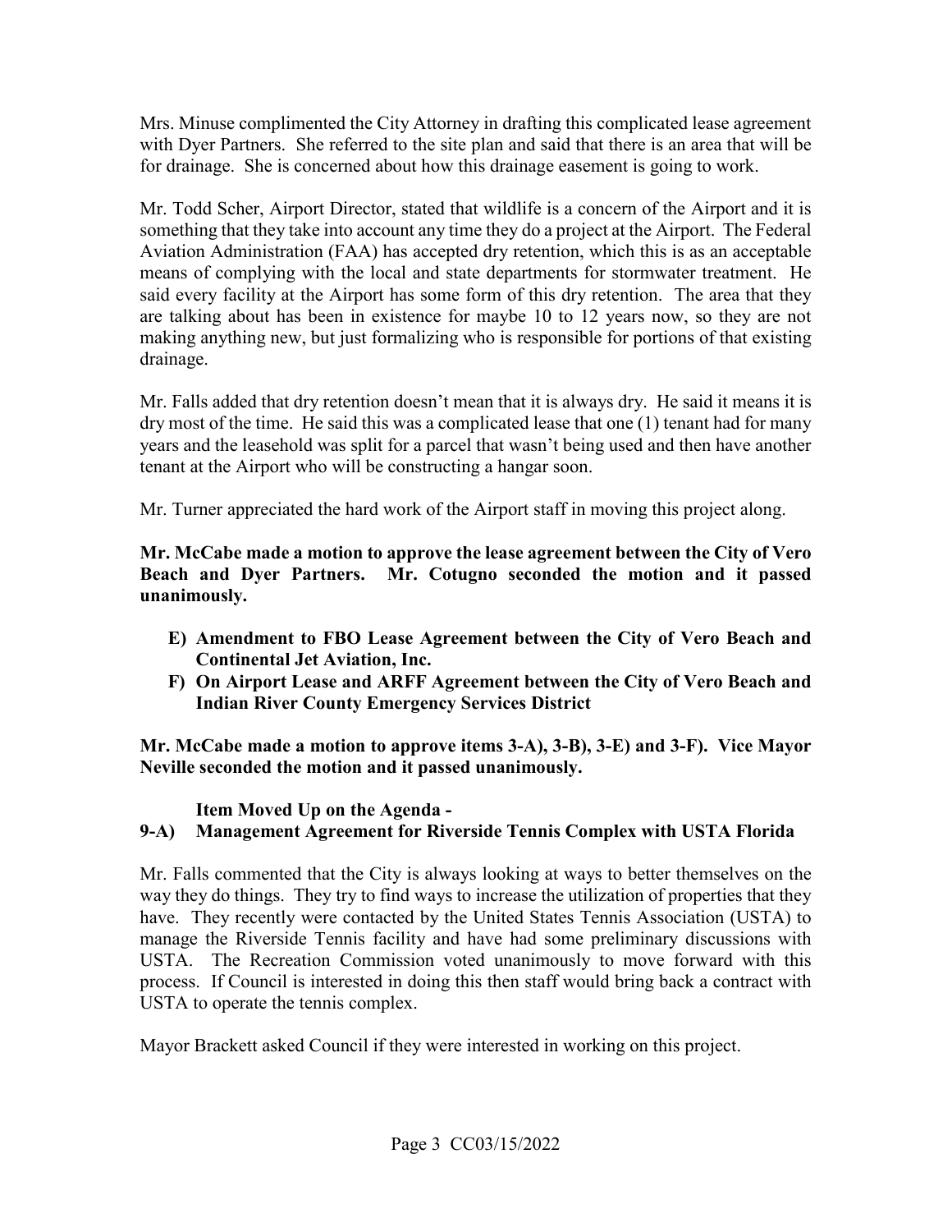Mrs. Minuse complimented the City Attorney in drafting this complicated lease agreement with Dyer Partners. She referred to the site plan and said that there is an area that will be for drainage. She is concerned about how this drainage easement is going to work.

Mr. Todd Scher, Airport Director, stated that wildlife is a concern of the Airport and it is something that they take into account any time they do a project at the Airport. The Federal Aviation Administration (FAA) has accepted dry retention, which this is as an acceptable means of complying with the local and state departments for stormwater treatment. He said every facility at the Airport has some form of this dry retention. The area that they are talking about has been in existence for maybe 10 to 12 years now, so they are not making anything new, but just formalizing who is responsible for portions of that existing drainage.

Mr. Falls added that dry retention doesn't mean that it is always dry. He said it means it is dry most of the time. He said this was a complicated lease that one (1) tenant had for many years and the leasehold was split for a parcel that wasn't being used and then have another tenant at the Airport who will be constructing a hangar soon.

Mr. Turner appreciated the hard work of the Airport staff in moving this project along.

**Mr. McCabe made a motion to approve the lease agreement between the City of Vero Beach and Dyer Partners. Mr. Cotugno seconded the motion and it passed unanimously.**

- **E) Amendment to FBO Lease Agreement between the City of Vero Beach and Continental Jet Aviation, Inc.**
- **F) On Airport Lease and ARFF Agreement between the City of Vero Beach and Indian River County Emergency Services District**

**Mr. McCabe made a motion to approve items 3-A), 3-B), 3-E) and 3-F). Vice Mayor Neville seconded the motion and it passed unanimously.**

**Item Moved Up on the Agenda -**

**9-A) Management Agreement for Riverside Tennis Complex with USTA Florida**

Mr. Falls commented that the City is always looking at ways to better themselves on the way they do things. They try to find ways to increase the utilization of properties that they have. They recently were contacted by the United States Tennis Association (USTA) to manage the Riverside Tennis facility and have had some preliminary discussions with USTA. The Recreation Commission voted unanimously to move forward with this process. If Council is interested in doing this then staff would bring back a contract with USTA to operate the tennis complex.

Mayor Brackett asked Council if they were interested in working on this project.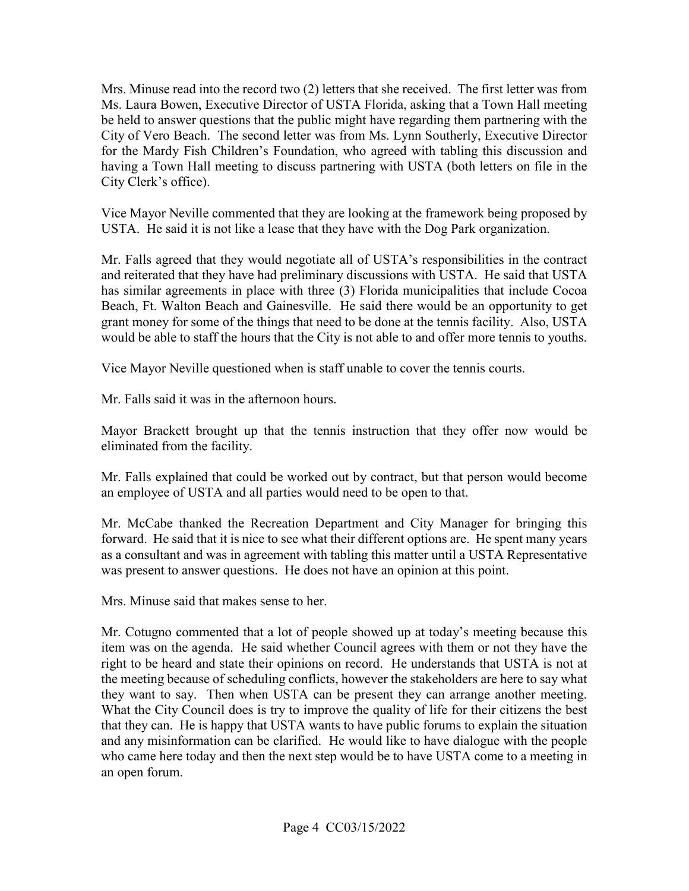Mrs. Minuse read into the record two (2) letters that she received. The first letter was from Ms. Laura Bowen, Executive Director of USTA Florida, asking that a Town Hall meeting be held to answer questions that the public might have regarding them partnering with the City of Vero Beach. The second letter was from Ms. Lynn Southerly, Executive Director for the Mardy Fish Children's Foundation, who agreed with tabling this discussion and having a Town Hall meeting to discuss partnering with USTA (both letters on file in the City Clerk's office).

Vice Mayor Neville commented that they are looking at the framework being proposed by USTA. He said it is not like a lease that they have with the Dog Park organization.

Mr. Falls agreed that they would negotiate all of USTA's responsibilities in the contract and reiterated that they have had preliminary discussions with USTA. He said that USTA has similar agreements in place with three (3) Florida municipalities that include Cocoa Beach, Ft. Walton Beach and Gainesville. He said there would be an opportunity to get grant money for some of the things that need to be done at the tennis facility. Also, USTA would be able to staff the hours that the City is not able to and offer more tennis to youths.

Vice Mayor Neville questioned when is staff unable to cover the tennis courts.

Mr. Falls said it was in the afternoon hours.

Mayor Brackett brought up that the tennis instruction that they offer now would be eliminated from the facility.

Mr. Falls explained that could be worked out by contract, but that person would become an employee of USTA and all parties would need to be open to that.

Mr. McCabe thanked the Recreation Department and City Manager for bringing this forward. He said that it is nice to see what their different options are. He spent many years as a consultant and was in agreement with tabling this matter until a USTA Representative was present to answer questions. He does not have an opinion at this point.

Mrs. Minuse said that makes sense to her.

Mr. Cotugno commented that a lot of people showed up at today's meeting because this item was on the agenda. He said whether Council agrees with them or not they have the right to be heard and state their opinions on record. He understands that USTA is not at the meeting because of scheduling conflicts, however the stakeholders are here to say what they want to say. Then when USTA can be present they can arrange another meeting. What the City Council does is try to improve the quality of life for their citizens the best that they can. He is happy that USTA wants to have public forums to explain the situation and any misinformation can be clarified. He would like to have dialogue with the people who came here today and then the next step would be to have USTA come to a meeting in an open forum.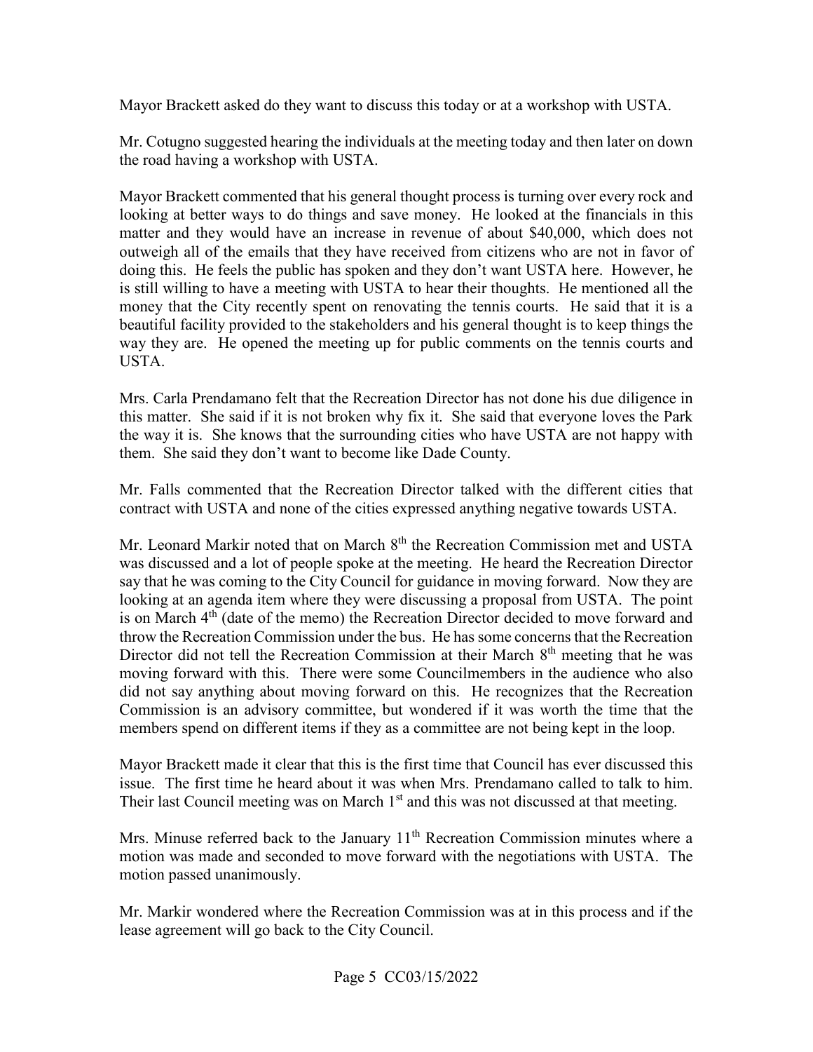Mayor Brackett asked do they want to discuss this today or at a workshop with USTA.

Mr. Cotugno suggested hearing the individuals at the meeting today and then later on down the road having a workshop with USTA.

Mayor Brackett commented that his general thought process is turning over every rock and looking at better ways to do things and save money. He looked at the financials in this matter and they would have an increase in revenue of about $40,000, which does not outweigh all of the emails that they have received from citizens who are not in favor of doing this. He feels the public has spoken and they don't want USTA here. However, he is still willing to have a meeting with USTA to hear their thoughts. He mentioned all the money that the City recently spent on renovating the tennis courts. He said that it is a beautiful facility provided to the stakeholders and his general thought is to keep things the way they are. He opened the meeting up for public comments on the tennis courts and USTA.

Mrs. Carla Prendamano felt that the Recreation Director has not done his due diligence in this matter. She said if it is not broken why fix it. She said that everyone loves the Park the way it is. She knows that the surrounding cities who have USTA are not happy with them. She said they don't want to become like Dade County.

Mr. Falls commented that the Recreation Director talked with the different cities that contract with USTA and none of the cities expressed anything negative towards USTA.

Mr. Leonard Markir noted that on March 8th the Recreation Commission met and USTA was discussed and a lot of people spoke at the meeting. He heard the Recreation Director say that he was coming to the City Council for guidance in moving forward. Now they are looking at an agenda item where they were discussing a proposal from USTA. The point is on March 4th (date of the memo) the Recreation Director decided to move forward and throw the Recreation Commission under the bus. He has some concerns that the Recreation Director did not tell the Recreation Commission at their March 8th meeting that he was moving forward with this. There were some Councilmembers in the audience who also did not say anything about moving forward on this. He recognizes that the Recreation Commission is an advisory committee, but wondered if it was worth the time that the members spend on different items if they as a committee are not being kept in the loop.

Mayor Brackett made it clear that this is the first time that Council has ever discussed this issue. The first time he heard about it was when Mrs. Prendamano called to talk to him. Their last Council meeting was on March 1st and this was not discussed at that meeting.

Mrs. Minuse referred back to the January 11th Recreation Commission minutes where a motion was made and seconded to move forward with the negotiations with USTA. The motion passed unanimously.

Mr. Markir wondered where the Recreation Commission was at in this process and if the lease agreement will go back to the City Council.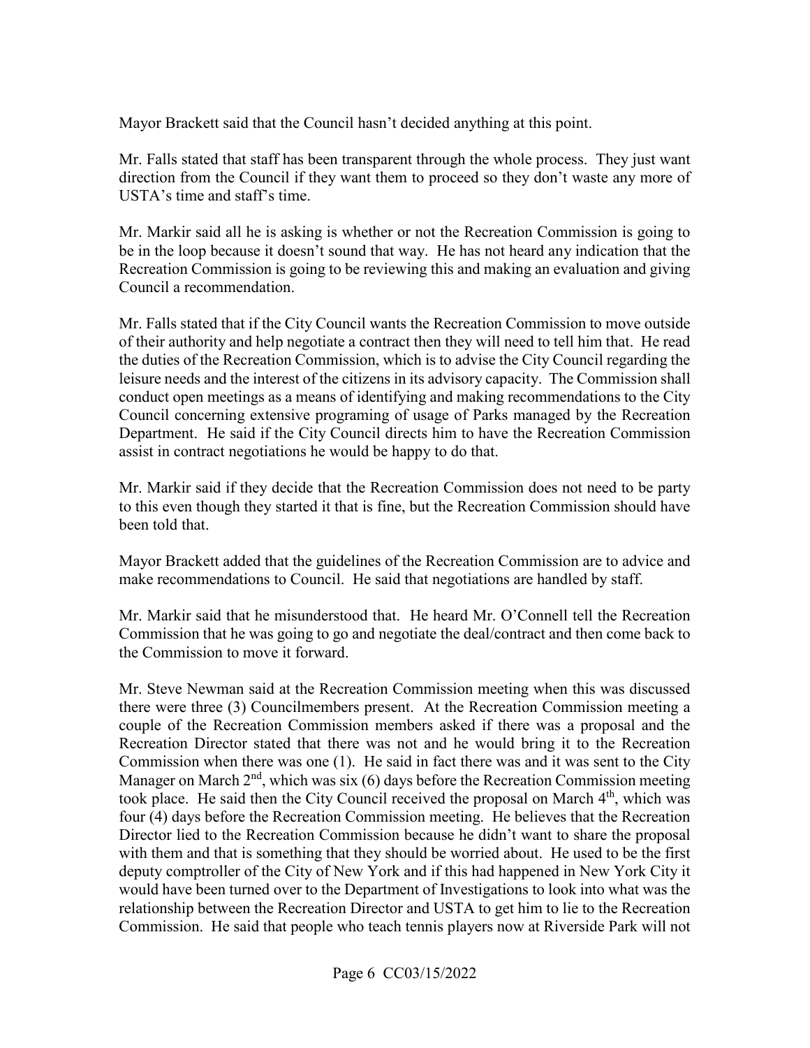Mayor Brackett said that the Council hasn't decided anything at this point.

Mr. Falls stated that staff has been transparent through the whole process. They just want direction from the Council if they want them to proceed so they don't waste any more of USTA's time and staff's time.

Mr. Markir said all he is asking is whether or not the Recreation Commission is going to be in the loop because it doesn't sound that way. He has not heard any indication that the Recreation Commission is going to be reviewing this and making an evaluation and giving Council a recommendation.

Mr. Falls stated that if the City Council wants the Recreation Commission to move outside of their authority and help negotiate a contract then they will need to tell him that. He read the duties of the Recreation Commission, which is to advise the City Council regarding the leisure needs and the interest of the citizens in its advisory capacity. The Commission shall conduct open meetings as a means of identifying and making recommendations to the City Council concerning extensive programing of usage of Parks managed by the Recreation Department. He said if the City Council directs him to have the Recreation Commission assist in contract negotiations he would be happy to do that.

Mr. Markir said if they decide that the Recreation Commission does not need to be party to this even though they started it that is fine, but the Recreation Commission should have been told that.

Mayor Brackett added that the guidelines of the Recreation Commission are to advice and make recommendations to Council. He said that negotiations are handled by staff.

Mr. Markir said that he misunderstood that. He heard Mr. O'Connell tell the Recreation Commission that he was going to go and negotiate the deal/contract and then come back to the Commission to move it forward.

Mr. Steve Newman said at the Recreation Commission meeting when this was discussed there were three (3) Councilmembers present. At the Recreation Commission meeting a couple of the Recreation Commission members asked if there was a proposal and the Recreation Director stated that there was not and he would bring it to the Recreation Commission when there was one (1). He said in fact there was and it was sent to the City Manager on March 2nd, which was six (6) days before the Recreation Commission meeting took place. He said then the City Council received the proposal on March 4th, which was four (4) days before the Recreation Commission meeting. He believes that the Recreation Director lied to the Recreation Commission because he didn't want to share the proposal with them and that is something that they should be worried about. He used to be the first deputy comptroller of the City of New York and if this had happened in New York City it would have been turned over to the Department of Investigations to look into what was the relationship between the Recreation Director and USTA to get him to lie to the Recreation Commission. He said that people who teach tennis players now at Riverside Park will not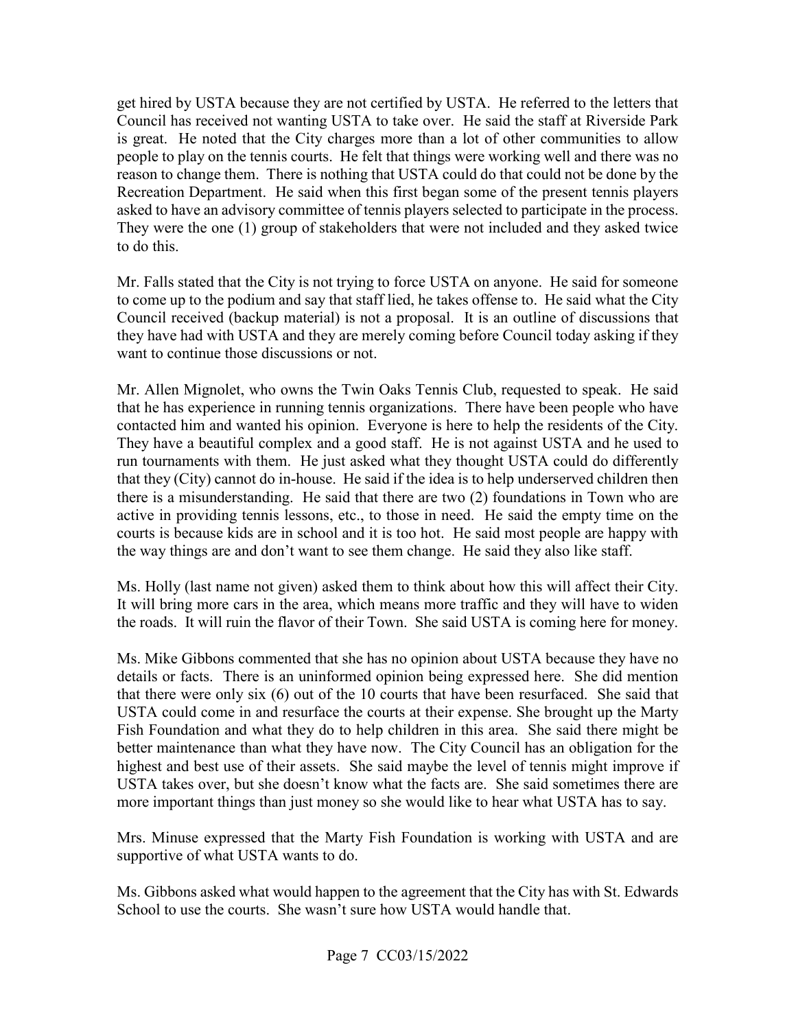get hired by USTA because they are not certified by USTA. He referred to the letters that Council has received not wanting USTA to take over. He said the staff at Riverside Park is great. He noted that the City charges more than a lot of other communities to allow people to play on the tennis courts. He felt that things were working well and there was no reason to change them. There is nothing that USTA could do that could not be done by the Recreation Department. He said when this first began some of the present tennis players asked to have an advisory committee of tennis players selected to participate in the process. They were the one (1) group of stakeholders that were not included and they asked twice to do this.

Mr. Falls stated that the City is not trying to force USTA on anyone. He said for someone to come up to the podium and say that staff lied, he takes offense to. He said what the City Council received (backup material) is not a proposal. It is an outline of discussions that they have had with USTA and they are merely coming before Council today asking if they want to continue those discussions or not.

Mr. Allen Mignolet, who owns the Twin Oaks Tennis Club, requested to speak. He said that he has experience in running tennis organizations. There have been people who have contacted him and wanted his opinion. Everyone is here to help the residents of the City. They have a beautiful complex and a good staff. He is not against USTA and he used to run tournaments with them. He just asked what they thought USTA could do differently that they (City) cannot do in-house. He said if the idea is to help underserved children then there is a misunderstanding. He said that there are two (2) foundations in Town who are active in providing tennis lessons, etc., to those in need. He said the empty time on the courts is because kids are in school and it is too hot. He said most people are happy with the way things are and don't want to see them change. He said they also like staff.

Ms. Holly (last name not given) asked them to think about how this will affect their City. It will bring more cars in the area, which means more traffic and they will have to widen the roads. It will ruin the flavor of their Town. She said USTA is coming here for money.

Ms. Mike Gibbons commented that she has no opinion about USTA because they have no details or facts. There is an uninformed opinion being expressed here. She did mention that there were only six (6) out of the 10 courts that have been resurfaced. She said that USTA could come in and resurface the courts at their expense. She brought up the Marty Fish Foundation and what they do to help children in this area. She said there might be better maintenance than what they have now. The City Council has an obligation for the highest and best use of their assets. She said maybe the level of tennis might improve if USTA takes over, but she doesn't know what the facts are. She said sometimes there are more important things than just money so she would like to hear what USTA has to say.

Mrs. Minuse expressed that the Marty Fish Foundation is working with USTA and are supportive of what USTA wants to do.

Ms. Gibbons asked what would happen to the agreement that the City has with St. Edwards School to use the courts. She wasn't sure how USTA would handle that.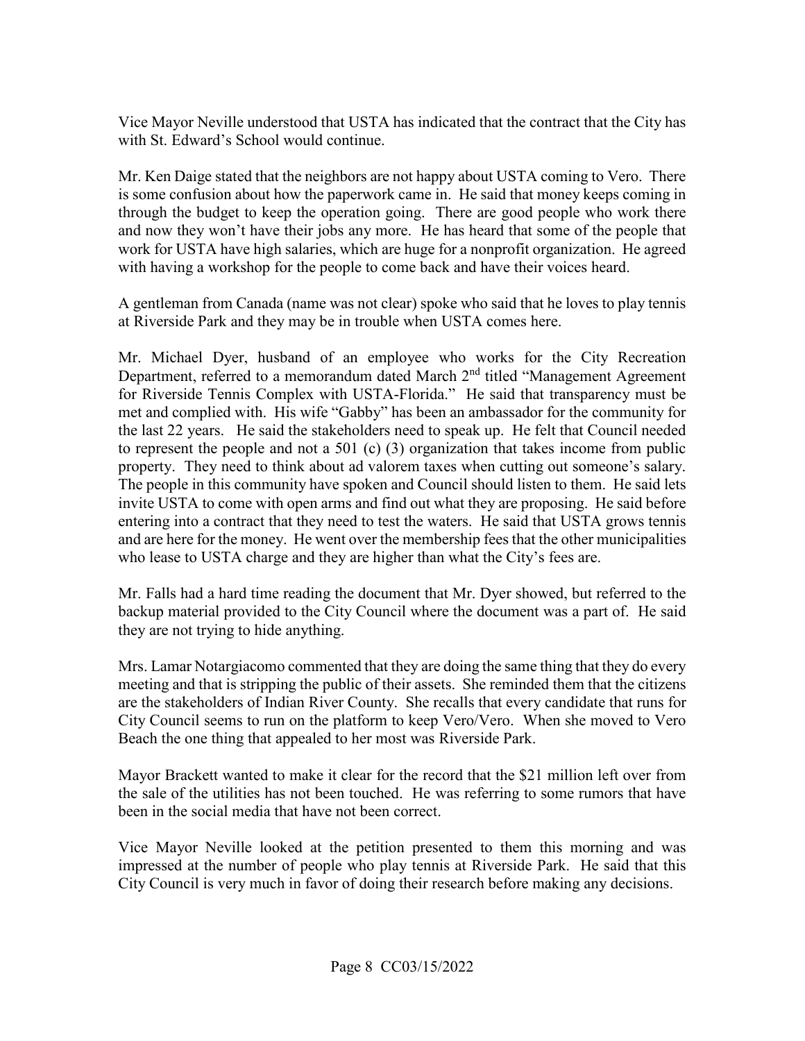Vice Mayor Neville understood that USTA has indicated that the contract that the City has with St. Edward's School would continue.

Mr. Ken Daige stated that the neighbors are not happy about USTA coming to Vero. There is some confusion about how the paperwork came in. He said that money keeps coming in through the budget to keep the operation going. There are good people who work there and now they won't have their jobs any more. He has heard that some of the people that work for USTA have high salaries, which are huge for a nonprofit organization. He agreed with having a workshop for the people to come back and have their voices heard.

A gentleman from Canada (name was not clear) spoke who said that he loves to play tennis at Riverside Park and they may be in trouble when USTA comes here.

Mr. Michael Dyer, husband of an employee who works for the City Recreation Department, referred to a memorandum dated March 2nd titled "Management Agreement for Riverside Tennis Complex with USTA-Florida." He said that transparency must be met and complied with. His wife "Gabby" has been an ambassador for the community for the last 22 years. He said the stakeholders need to speak up. He felt that Council needed to represent the people and not a 501 (c) (3) organization that takes income from public property. They need to think about ad valorem taxes when cutting out someone's salary. The people in this community have spoken and Council should listen to them. He said lets invite USTA to come with open arms and find out what they are proposing. He said before entering into a contract that they need to test the waters. He said that USTA grows tennis and are here for the money. He went over the membership fees that the other municipalities who lease to USTA charge and they are higher than what the City's fees are.

Mr. Falls had a hard time reading the document that Mr. Dyer showed, but referred to the backup material provided to the City Council where the document was a part of. He said they are not trying to hide anything.

Mrs. Lamar Notargiacomo commented that they are doing the same thing that they do every meeting and that is stripping the public of their assets. She reminded them that the citizens are the stakeholders of Indian River County. She recalls that every candidate that runs for City Council seems to run on the platform to keep Vero/Vero. When she moved to Vero Beach the one thing that appealed to her most was Riverside Park.

Mayor Brackett wanted to make it clear for the record that the $21 million left over from the sale of the utilities has not been touched. He was referring to some rumors that have been in the social media that have not been correct.

Vice Mayor Neville looked at the petition presented to them this morning and was impressed at the number of people who play tennis at Riverside Park. He said that this City Council is very much in favor of doing their research before making any decisions.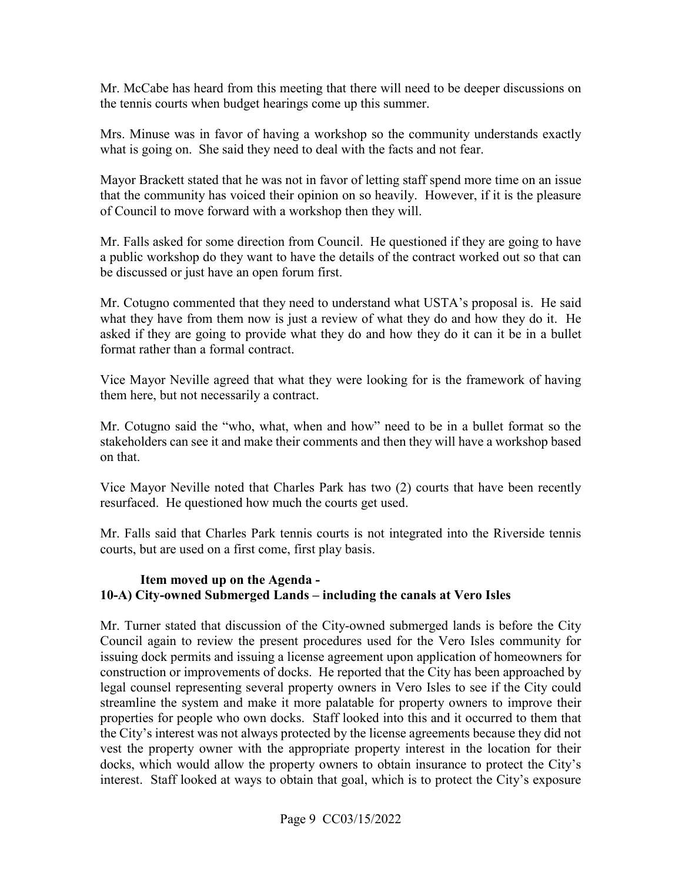Mr. McCabe has heard from this meeting that there will need to be deeper discussions on the tennis courts when budget hearings come up this summer.

Mrs. Minuse was in favor of having a workshop so the community understands exactly what is going on. She said they need to deal with the facts and not fear.

Mayor Brackett stated that he was not in favor of letting staff spend more time on an issue that the community has voiced their opinion on so heavily. However, if it is the pleasure of Council to move forward with a workshop then they will.

Mr. Falls asked for some direction from Council. He questioned if they are going to have a public workshop do they want to have the details of the contract worked out so that can be discussed or just have an open forum first.

Mr. Cotugno commented that they need to understand what USTA's proposal is. He said what they have from them now is just a review of what they do and how they do it. He asked if they are going to provide what they do and how they do it can it be in a bullet format rather than a formal contract.

Vice Mayor Neville agreed that what they were looking for is the framework of having them here, but not necessarily a contract.

Mr. Cotugno said the "who, what, when and how" need to be in a bullet format so the stakeholders can see it and make their comments and then they will have a workshop based on that.

Vice Mayor Neville noted that Charles Park has two (2) courts that have been recently resurfaced. He questioned how much the courts get used.

Mr. Falls said that Charles Park tennis courts is not integrated into the Riverside tennis courts, but are used on a first come, first play basis.

**Item moved up on the Agenda -**
**10-A) City-owned Submerged Lands – including the canals at Vero Isles**

Mr. Turner stated that discussion of the City-owned submerged lands is before the City Council again to review the present procedures used for the Vero Isles community for issuing dock permits and issuing a license agreement upon application of homeowners for construction or improvements of docks. He reported that the City has been approached by legal counsel representing several property owners in Vero Isles to see if the City could streamline the system and make it more palatable for property owners to improve their properties for people who own docks. Staff looked into this and it occurred to them that the City's interest was not always protected by the license agreements because they did not vest the property owner with the appropriate property interest in the location for their docks, which would allow the property owners to obtain insurance to protect the City's interest. Staff looked at ways to obtain that goal, which is to protect the City's exposure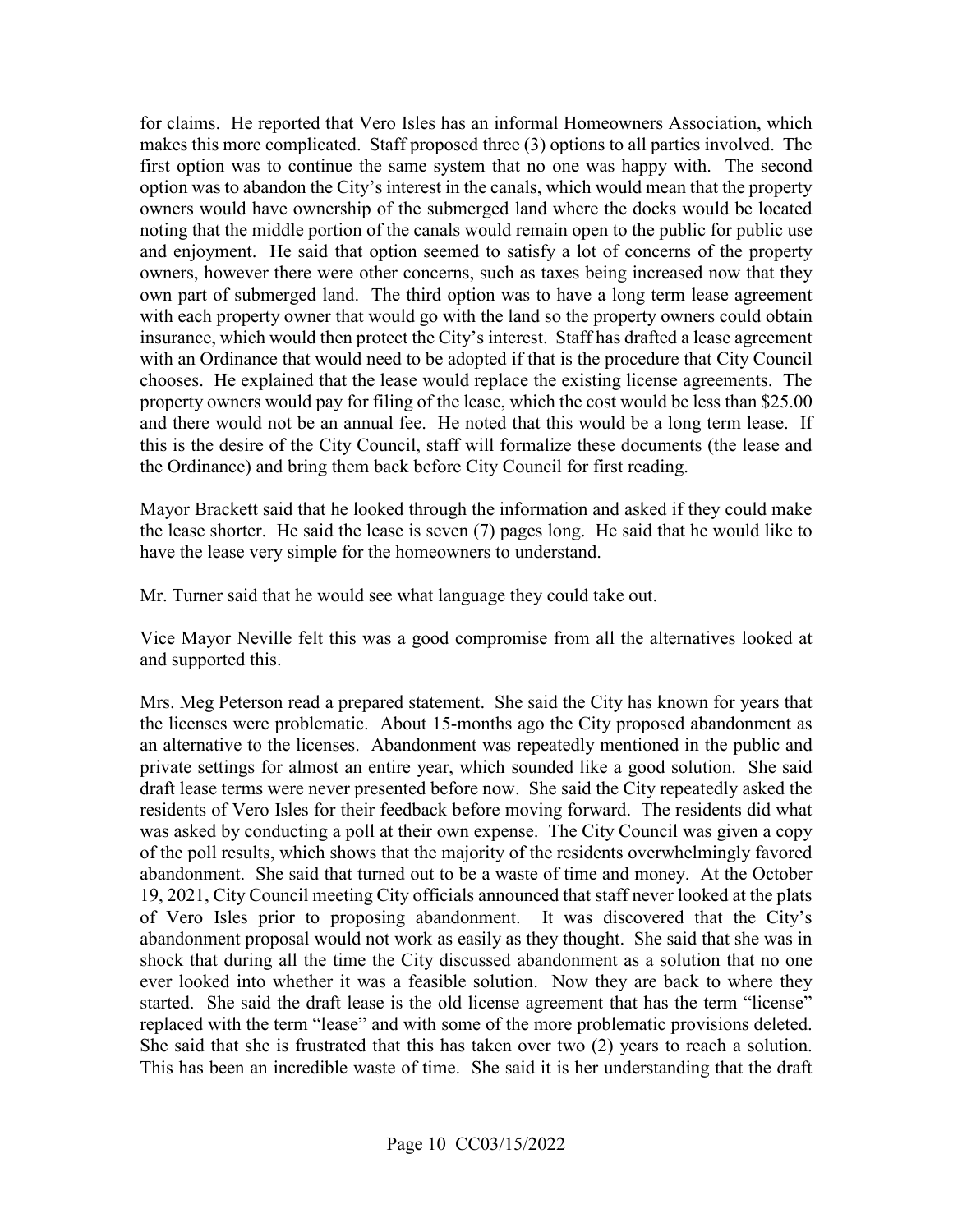for claims. He reported that Vero Isles has an informal Homeowners Association, which makes this more complicated. Staff proposed three (3) options to all parties involved. The first option was to continue the same system that no one was happy with. The second option was to abandon the City's interest in the canals, which would mean that the property owners would have ownership of the submerged land where the docks would be located noting that the middle portion of the canals would remain open to the public for public use and enjoyment. He said that option seemed to satisfy a lot of concerns of the property owners, however there were other concerns, such as taxes being increased now that they own part of submerged land. The third option was to have a long term lease agreement with each property owner that would go with the land so the property owners could obtain insurance, which would then protect the City's interest. Staff has drafted a lease agreement with an Ordinance that would need to be adopted if that is the procedure that City Council chooses. He explained that the lease would replace the existing license agreements. The property owners would pay for filing of the lease, which the cost would be less than $25.00 and there would not be an annual fee. He noted that this would be a long term lease. If this is the desire of the City Council, staff will formalize these documents (the lease and the Ordinance) and bring them back before City Council for first reading.

Mayor Brackett said that he looked through the information and asked if they could make the lease shorter. He said the lease is seven (7) pages long. He said that he would like to have the lease very simple for the homeowners to understand.

Mr. Turner said that he would see what language they could take out.

Vice Mayor Neville felt this was a good compromise from all the alternatives looked at and supported this.

Mrs. Meg Peterson read a prepared statement. She said the City has known for years that the licenses were problematic. About 15-months ago the City proposed abandonment as an alternative to the licenses. Abandonment was repeatedly mentioned in the public and private settings for almost an entire year, which sounded like a good solution. She said draft lease terms were never presented before now. She said the City repeatedly asked the residents of Vero Isles for their feedback before moving forward. The residents did what was asked by conducting a poll at their own expense. The City Council was given a copy of the poll results, which shows that the majority of the residents overwhelmingly favored abandonment. She said that turned out to be a waste of time and money. At the October 19, 2021, City Council meeting City officials announced that staff never looked at the plats of Vero Isles prior to proposing abandonment. It was discovered that the City's abandonment proposal would not work as easily as they thought. She said that she was in shock that during all the time the City discussed abandonment as a solution that no one ever looked into whether it was a feasible solution. Now they are back to where they started. She said the draft lease is the old license agreement that has the term "license" replaced with the term "lease" and with some of the more problematic provisions deleted. She said that she is frustrated that this has taken over two (2) years to reach a solution. This has been an incredible waste of time. She said it is her understanding that the draft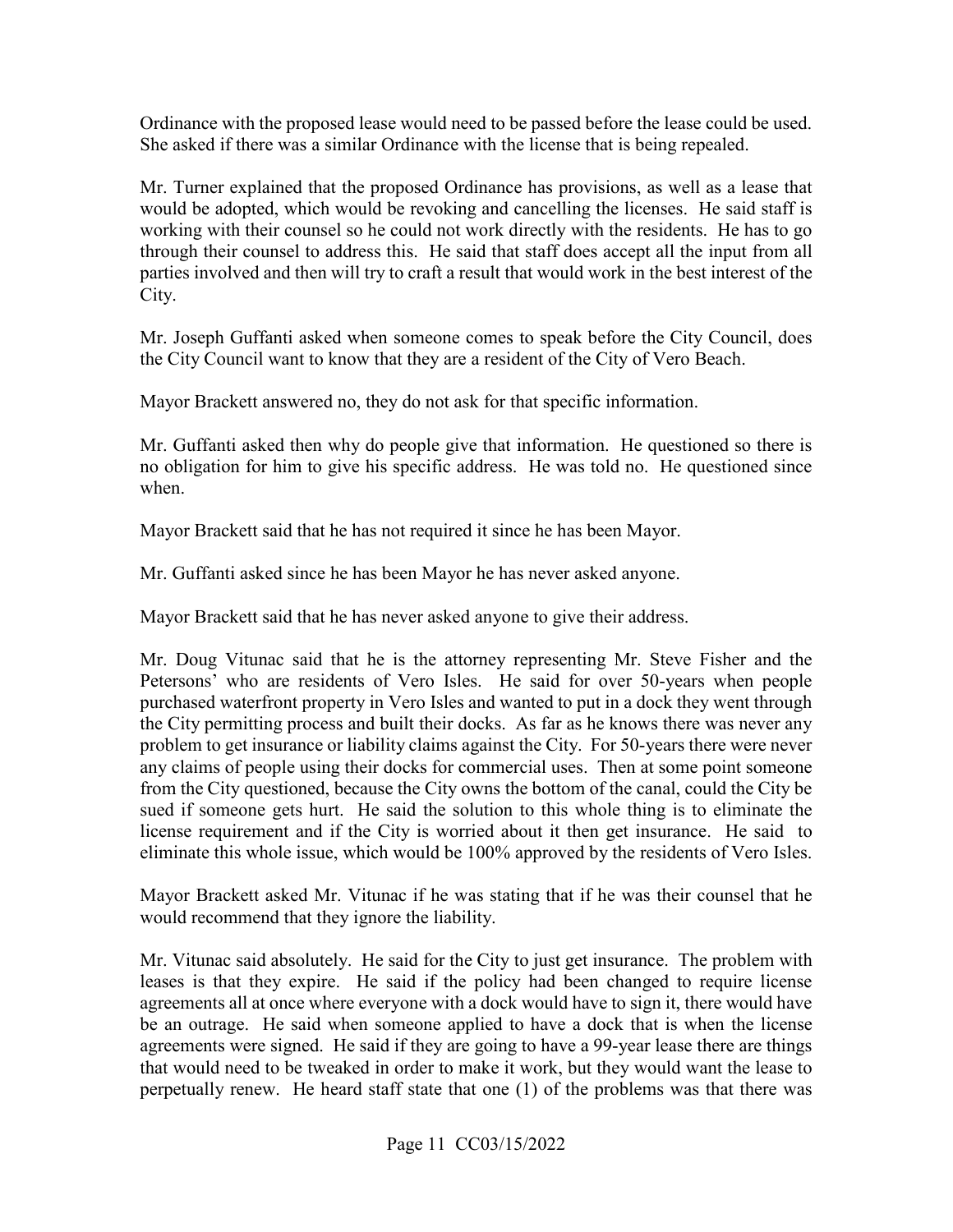Ordinance with the proposed lease would need to be passed before the lease could be used. She asked if there was a similar Ordinance with the license that is being repealed.

Mr. Turner explained that the proposed Ordinance has provisions, as well as a lease that would be adopted, which would be revoking and cancelling the licenses. He said staff is working with their counsel so he could not work directly with the residents. He has to go through their counsel to address this. He said that staff does accept all the input from all parties involved and then will try to craft a result that would work in the best interest of the City.

Mr. Joseph Guffanti asked when someone comes to speak before the City Council, does the City Council want to know that they are a resident of the City of Vero Beach.

Mayor Brackett answered no, they do not ask for that specific information.

Mr. Guffanti asked then why do people give that information. He questioned so there is no obligation for him to give his specific address. He was told no. He questioned since when.

Mayor Brackett said that he has not required it since he has been Mayor.

Mr. Guffanti asked since he has been Mayor he has never asked anyone.

Mayor Brackett said that he has never asked anyone to give their address.

Mr. Doug Vitunac said that he is the attorney representing Mr. Steve Fisher and the Petersons' who are residents of Vero Isles. He said for over 50-years when people purchased waterfront property in Vero Isles and wanted to put in a dock they went through the City permitting process and built their docks. As far as he knows there was never any problem to get insurance or liability claims against the City. For 50-years there were never any claims of people using their docks for commercial uses. Then at some point someone from the City questioned, because the City owns the bottom of the canal, could the City be sued if someone gets hurt. He said the solution to this whole thing is to eliminate the license requirement and if the City is worried about it then get insurance. He said to eliminate this whole issue, which would be 100% approved by the residents of Vero Isles.

Mayor Brackett asked Mr. Vitunac if he was stating that if he was their counsel that he would recommend that they ignore the liability.

Mr. Vitunac said absolutely. He said for the City to just get insurance. The problem with leases is that they expire. He said if the policy had been changed to require license agreements all at once where everyone with a dock would have to sign it, there would have be an outrage. He said when someone applied to have a dock that is when the license agreements were signed. He said if they are going to have a 99-year lease there are things that would need to be tweaked in order to make it work, but they would want the lease to perpetually renew. He heard staff state that one (1) of the problems was that there was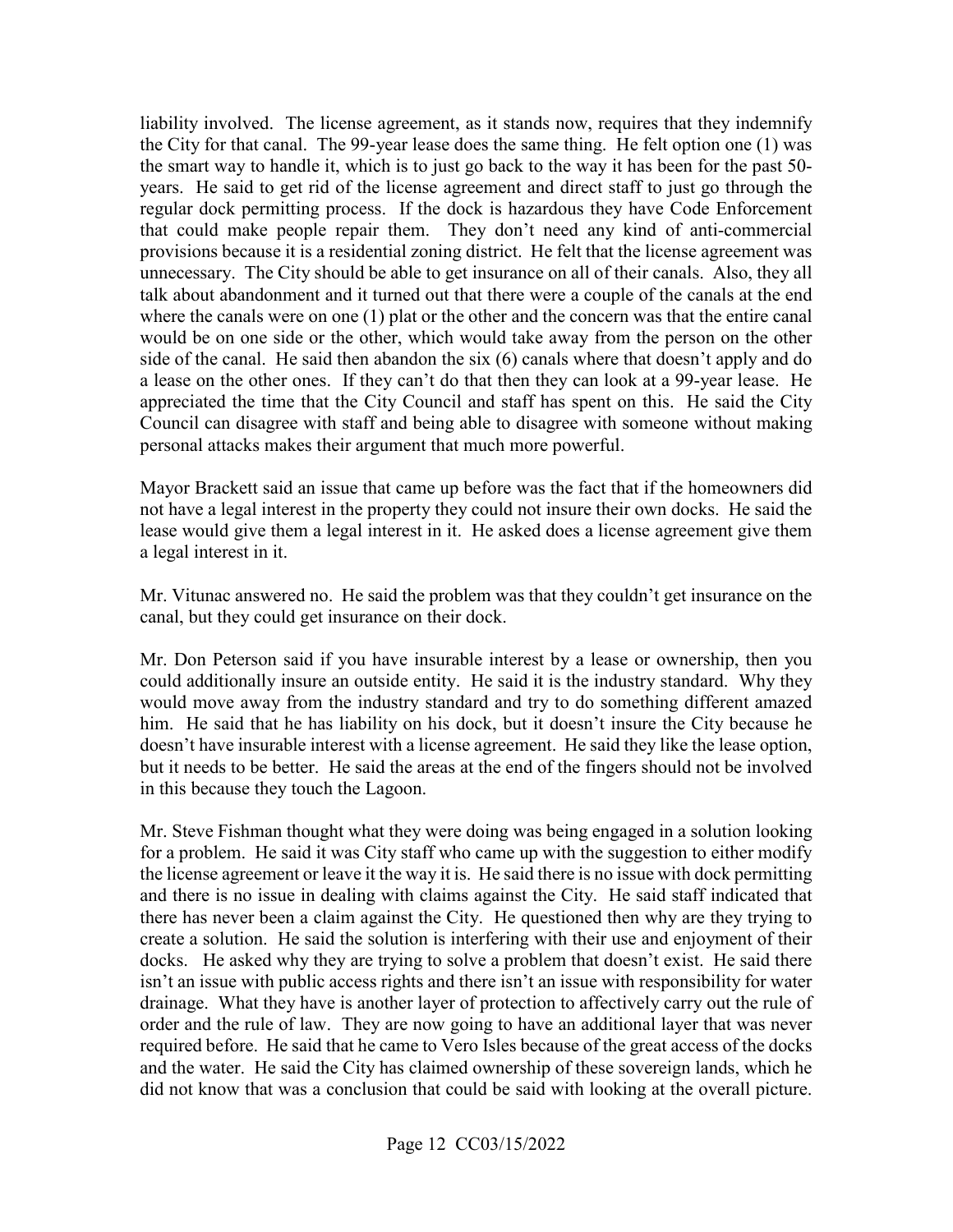liability involved. The license agreement, as it stands now, requires that they indemnify the City for that canal. The 99-year lease does the same thing. He felt option one (1) was the smart way to handle it, which is to just go back to the way it has been for the past 50-years. He said to get rid of the license agreement and direct staff to just go through the regular dock permitting process. If the dock is hazardous they have Code Enforcement that could make people repair them. They don't need any kind of anti-commercial provisions because it is a residential zoning district. He felt that the license agreement was unnecessary. The City should be able to get insurance on all of their canals. Also, they all talk about abandonment and it turned out that there were a couple of the canals at the end where the canals were on one (1) plat or the other and the concern was that the entire canal would be on one side or the other, which would take away from the person on the other side of the canal. He said then abandon the six (6) canals where that doesn't apply and do a lease on the other ones. If they can't do that then they can look at a 99-year lease. He appreciated the time that the City Council and staff has spent on this. He said the City Council can disagree with staff and being able to disagree with someone without making personal attacks makes their argument that much more powerful.

Mayor Brackett said an issue that came up before was the fact that if the homeowners did not have a legal interest in the property they could not insure their own docks. He said the lease would give them a legal interest in it. He asked does a license agreement give them a legal interest in it.

Mr. Vitunac answered no. He said the problem was that they couldn't get insurance on the canal, but they could get insurance on their dock.

Mr. Don Peterson said if you have insurable interest by a lease or ownership, then you could additionally insure an outside entity. He said it is the industry standard. Why they would move away from the industry standard and try to do something different amazed him. He said that he has liability on his dock, but it doesn't insure the City because he doesn't have insurable interest with a license agreement. He said they like the lease option, but it needs to be better. He said the areas at the end of the fingers should not be involved in this because they touch the Lagoon.

Mr. Steve Fishman thought what they were doing was being engaged in a solution looking for a problem. He said it was City staff who came up with the suggestion to either modify the license agreement or leave it the way it is. He said there is no issue with dock permitting and there is no issue in dealing with claims against the City. He said staff indicated that there has never been a claim against the City. He questioned then why are they trying to create a solution. He said the solution is interfering with their use and enjoyment of their docks. He asked why they are trying to solve a problem that doesn't exist. He said there isn't an issue with public access rights and there isn't an issue with responsibility for water drainage. What they have is another layer of protection to affectively carry out the rule of order and the rule of law. They are now going to have an additional layer that was never required before. He said that he came to Vero Isles because of the great access of the docks and the water. He said the City has claimed ownership of these sovereign lands, which he did not know that was a conclusion that could be said with looking at the overall picture.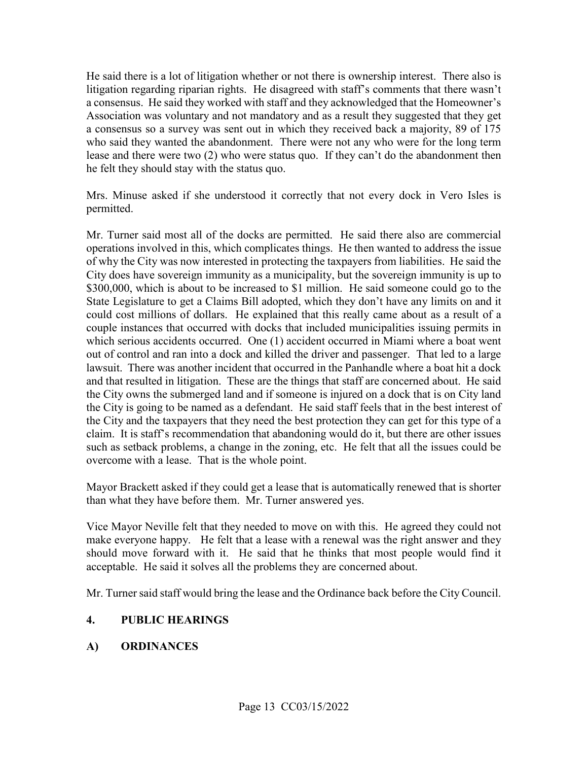He said there is a lot of litigation whether or not there is ownership interest. There also is litigation regarding riparian rights. He disagreed with staff's comments that there wasn't a consensus. He said they worked with staff and they acknowledged that the Homeowner's Association was voluntary and not mandatory and as a result they suggested that they get a consensus so a survey was sent out in which they received back a majority, 89 of 175 who said they wanted the abandonment. There were not any who were for the long term lease and there were two (2) who were status quo. If they can't do the abandonment then he felt they should stay with the status quo.

Mrs. Minuse asked if she understood it correctly that not every dock in Vero Isles is permitted.

Mr. Turner said most all of the docks are permitted. He said there also are commercial operations involved in this, which complicates things. He then wanted to address the issue of why the City was now interested in protecting the taxpayers from liabilities. He said the City does have sovereign immunity as a municipality, but the sovereign immunity is up to $300,000, which is about to be increased to $1 million. He said someone could go to the State Legislature to get a Claims Bill adopted, which they don't have any limits on and it could cost millions of dollars. He explained that this really came about as a result of a couple instances that occurred with docks that included municipalities issuing permits in which serious accidents occurred. One (1) accident occurred in Miami where a boat went out of control and ran into a dock and killed the driver and passenger. That led to a large lawsuit. There was another incident that occurred in the Panhandle where a boat hit a dock and that resulted in litigation. These are the things that staff are concerned about. He said the City owns the submerged land and if someone is injured on a dock that is on City land the City is going to be named as a defendant. He said staff feels that in the best interest of the City and the taxpayers that they need the best protection they can get for this type of a claim. It is staff's recommendation that abandoning would do it, but there are other issues such as setback problems, a change in the zoning, etc. He felt that all the issues could be overcome with a lease. That is the whole point.

Mayor Brackett asked if they could get a lease that is automatically renewed that is shorter than what they have before them. Mr. Turner answered yes.

Vice Mayor Neville felt that they needed to move on with this. He agreed they could not make everyone happy. He felt that a lease with a renewal was the right answer and they should move forward with it. He said that he thinks that most people would find it acceptable. He said it solves all the problems they are concerned about.

Mr. Turner said staff would bring the lease and the Ordinance back before the City Council.

## 4. PUBLIC HEARINGS

## A) ORDINANCES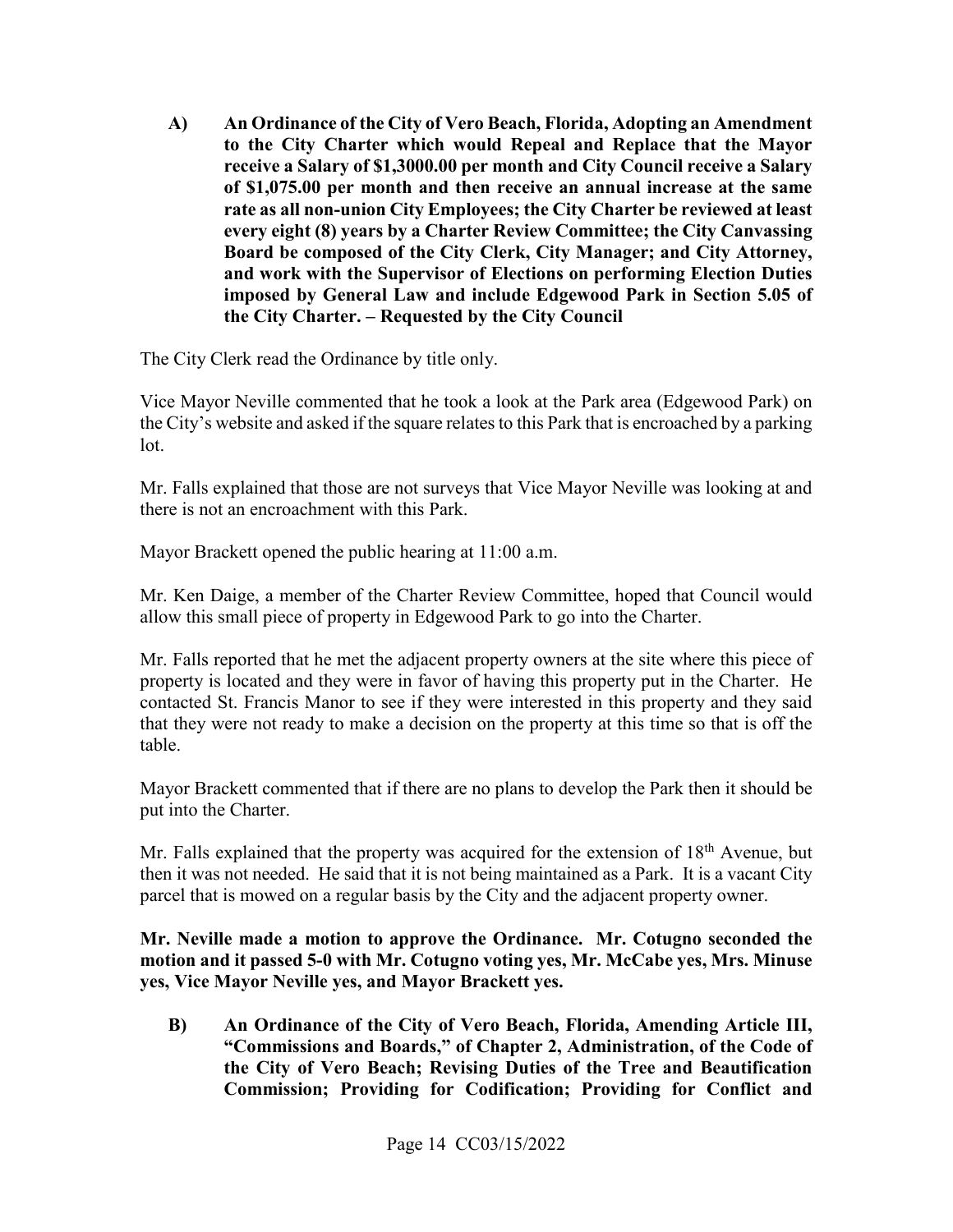**A) An Ordinance of the City of Vero Beach, Florida, Adopting an Amendment to the City Charter which would Repeal and Replace that the Mayor receive a Salary of $1,3000.00 per month and City Council receive a Salary of $1,075.00 per month and then receive an annual increase at the same rate as all non-union City Employees; the City Charter be reviewed at least every eight (8) years by a Charter Review Committee; the City Canvassing Board be composed of the City Clerk, City Manager; and City Attorney, and work with the Supervisor of Elections on performing Election Duties imposed by General Law and include Edgewood Park in Section 5.05 of the City Charter. – Requested by the City Council**

The City Clerk read the Ordinance by title only.

Vice Mayor Neville commented that he took a look at the Park area (Edgewood Park) on the City's website and asked if the square relates to this Park that is encroached by a parking lot.

Mr. Falls explained that those are not surveys that Vice Mayor Neville was looking at and there is not an encroachment with this Park.

Mayor Brackett opened the public hearing at 11:00 a.m.

Mr. Ken Daige, a member of the Charter Review Committee, hoped that Council would allow this small piece of property in Edgewood Park to go into the Charter.

Mr. Falls reported that he met the adjacent property owners at the site where this piece of property is located and they were in favor of having this property put in the Charter. He contacted St. Francis Manor to see if they were interested in this property and they said that they were not ready to make a decision on the property at this time so that is off the table.

Mayor Brackett commented that if there are no plans to develop the Park then it should be put into the Charter.

Mr. Falls explained that the property was acquired for the extension of 18th Avenue, but then it was not needed. He said that it is not being maintained as a Park. It is a vacant City parcel that is mowed on a regular basis by the City and the adjacent property owner.

**Mr. Neville made a motion to approve the Ordinance. Mr. Cotugno seconded the motion and it passed 5-0 with Mr. Cotugno voting yes, Mr. McCabe yes, Mrs. Minuse yes, Vice Mayor Neville yes, and Mayor Brackett yes.**

**B) An Ordinance of the City of Vero Beach, Florida, Amending Article III, "Commissions and Boards," of Chapter 2, Administration, of the Code of the City of Vero Beach; Revising Duties of the Tree and Beautification Commission; Providing for Codification; Providing for Conflict and**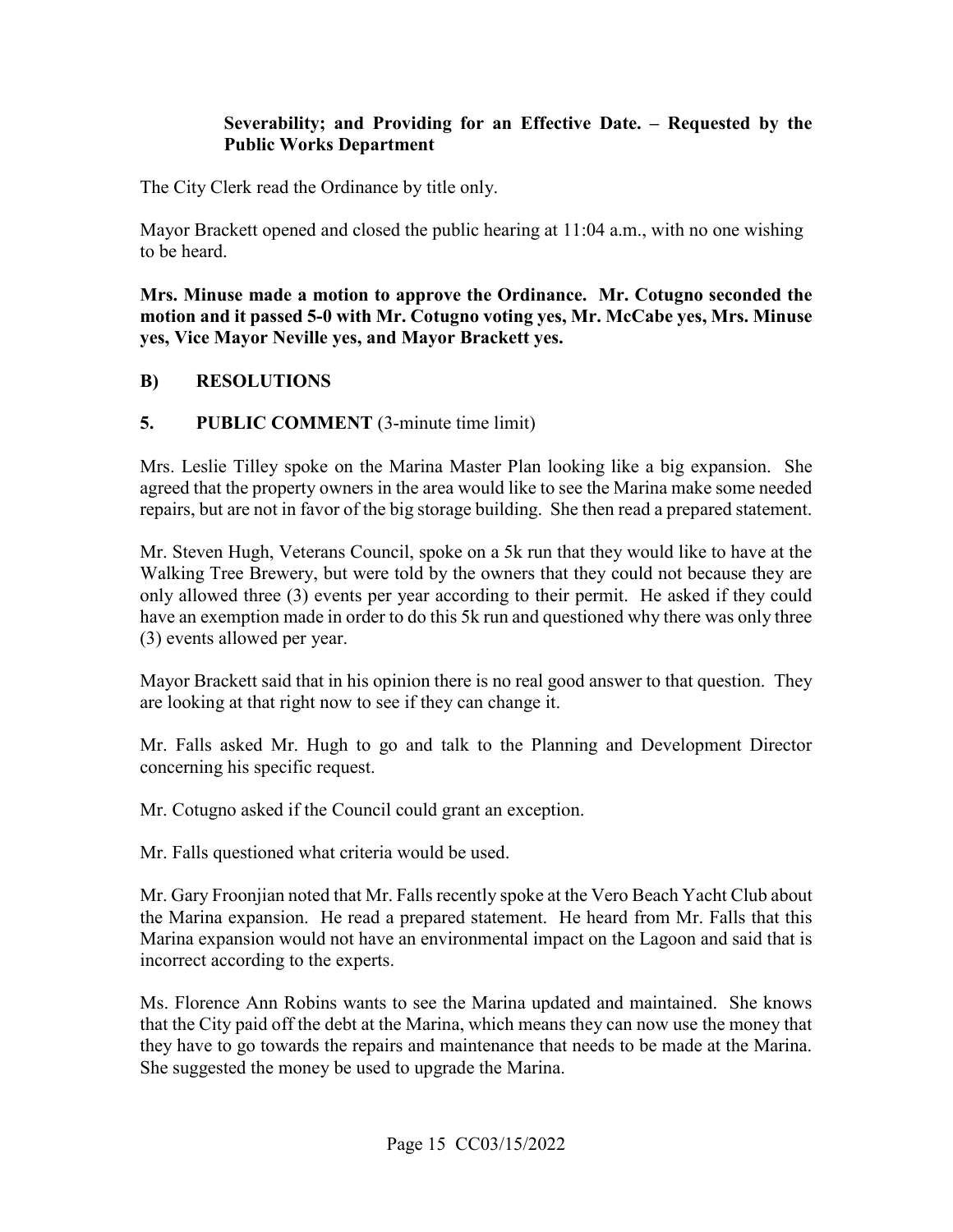**Severability; and Providing for an Effective Date. – Requested by the Public Works Department**

The City Clerk read the Ordinance by title only.

Mayor Brackett opened and closed the public hearing at 11:04 a.m., with no one wishing to be heard.

**Mrs. Minuse made a motion to approve the Ordinance. Mr. Cotugno seconded the motion and it passed 5-0 with Mr. Cotugno voting yes, Mr. McCabe yes, Mrs. Minuse yes, Vice Mayor Neville yes, and Mayor Brackett yes.**

## B) RESOLUTIONS

## 5. PUBLIC COMMENT (3-minute time limit)

Mrs. Leslie Tilley spoke on the Marina Master Plan looking like a big expansion. She agreed that the property owners in the area would like to see the Marina make some needed repairs, but are not in favor of the big storage building. She then read a prepared statement.

Mr. Steven Hugh, Veterans Council, spoke on a 5k run that they would like to have at the Walking Tree Brewery, but were told by the owners that they could not because they are only allowed three (3) events per year according to their permit. He asked if they could have an exemption made in order to do this 5k run and questioned why there was only three (3) events allowed per year.

Mayor Brackett said that in his opinion there is no real good answer to that question. They are looking at that right now to see if they can change it.

Mr. Falls asked Mr. Hugh to go and talk to the Planning and Development Director concerning his specific request.

Mr. Cotugno asked if the Council could grant an exception.

Mr. Falls questioned what criteria would be used.

Mr. Gary Froonjian noted that Mr. Falls recently spoke at the Vero Beach Yacht Club about the Marina expansion. He read a prepared statement. He heard from Mr. Falls that this Marina expansion would not have an environmental impact on the Lagoon and said that is incorrect according to the experts.

Ms. Florence Ann Robins wants to see the Marina updated and maintained. She knows that the City paid off the debt at the Marina, which means they can now use the money that they have to go towards the repairs and maintenance that needs to be made at the Marina. She suggested the money be used to upgrade the Marina.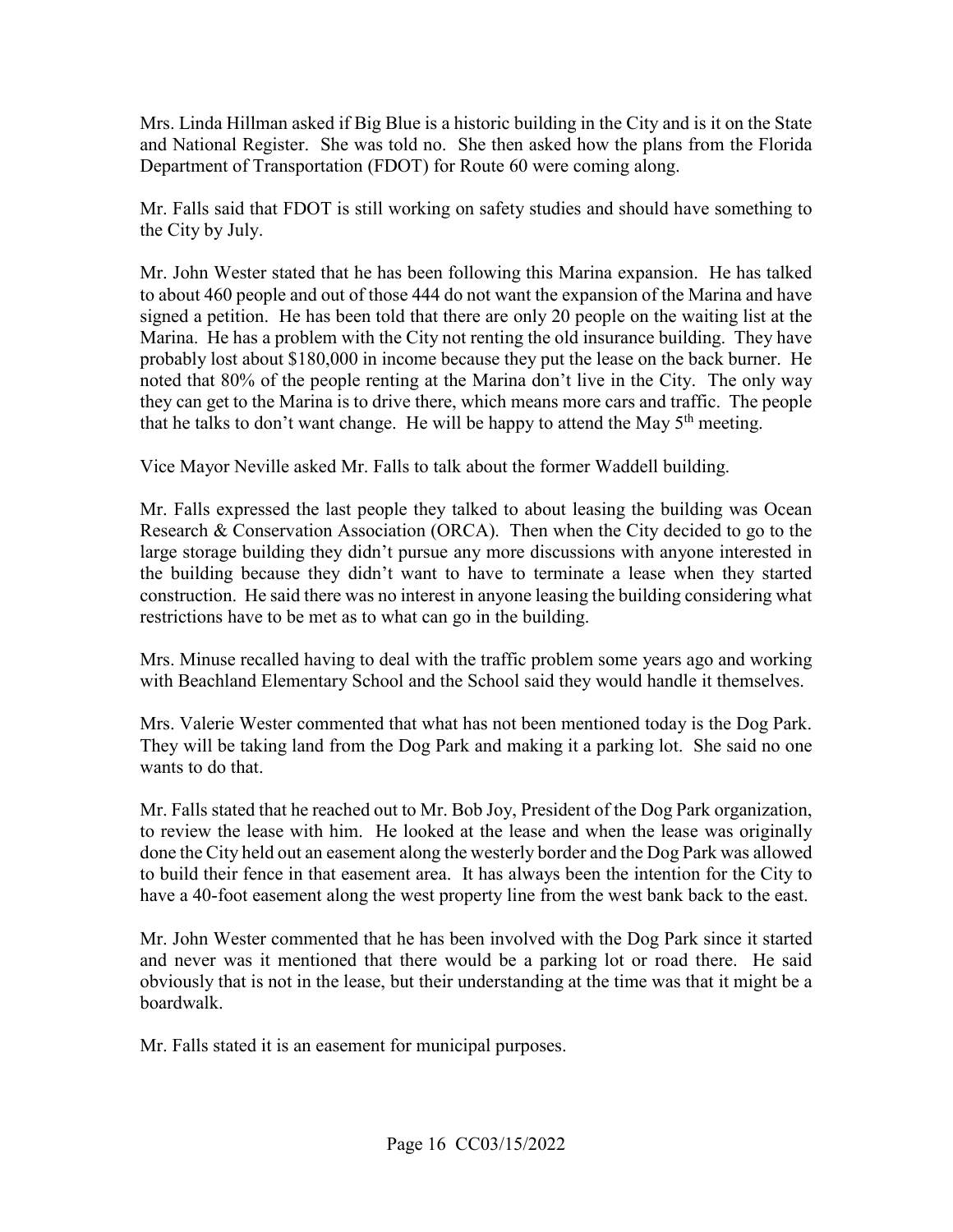Mrs. Linda Hillman asked if Big Blue is a historic building in the City and is it on the State and National Register. She was told no. She then asked how the plans from the Florida Department of Transportation (FDOT) for Route 60 were coming along.

Mr. Falls said that FDOT is still working on safety studies and should have something to the City by July.

Mr. John Wester stated that he has been following this Marina expansion. He has talked to about 460 people and out of those 444 do not want the expansion of the Marina and have signed a petition. He has been told that there are only 20 people on the waiting list at the Marina. He has a problem with the City not renting the old insurance building. They have probably lost about $180,000 in income because they put the lease on the back burner. He noted that 80% of the people renting at the Marina don't live in the City. The only way they can get to the Marina is to drive there, which means more cars and traffic. The people that he talks to don't want change. He will be happy to attend the May 5th meeting.

Vice Mayor Neville asked Mr. Falls to talk about the former Waddell building.

Mr. Falls expressed the last people they talked to about leasing the building was Ocean Research & Conservation Association (ORCA). Then when the City decided to go to the large storage building they didn't pursue any more discussions with anyone interested in the building because they didn't want to have to terminate a lease when they started construction. He said there was no interest in anyone leasing the building considering what restrictions have to be met as to what can go in the building.

Mrs. Minuse recalled having to deal with the traffic problem some years ago and working with Beachland Elementary School and the School said they would handle it themselves.

Mrs. Valerie Wester commented that what has not been mentioned today is the Dog Park. They will be taking land from the Dog Park and making it a parking lot. She said no one wants to do that.

Mr. Falls stated that he reached out to Mr. Bob Joy, President of the Dog Park organization, to review the lease with him. He looked at the lease and when the lease was originally done the City held out an easement along the westerly border and the Dog Park was allowed to build their fence in that easement area. It has always been the intention for the City to have a 40-foot easement along the west property line from the west bank back to the east.

Mr. John Wester commented that he has been involved with the Dog Park since it started and never was it mentioned that there would be a parking lot or road there. He said obviously that is not in the lease, but their understanding at the time was that it might be a boardwalk.

Mr. Falls stated it is an easement for municipal purposes.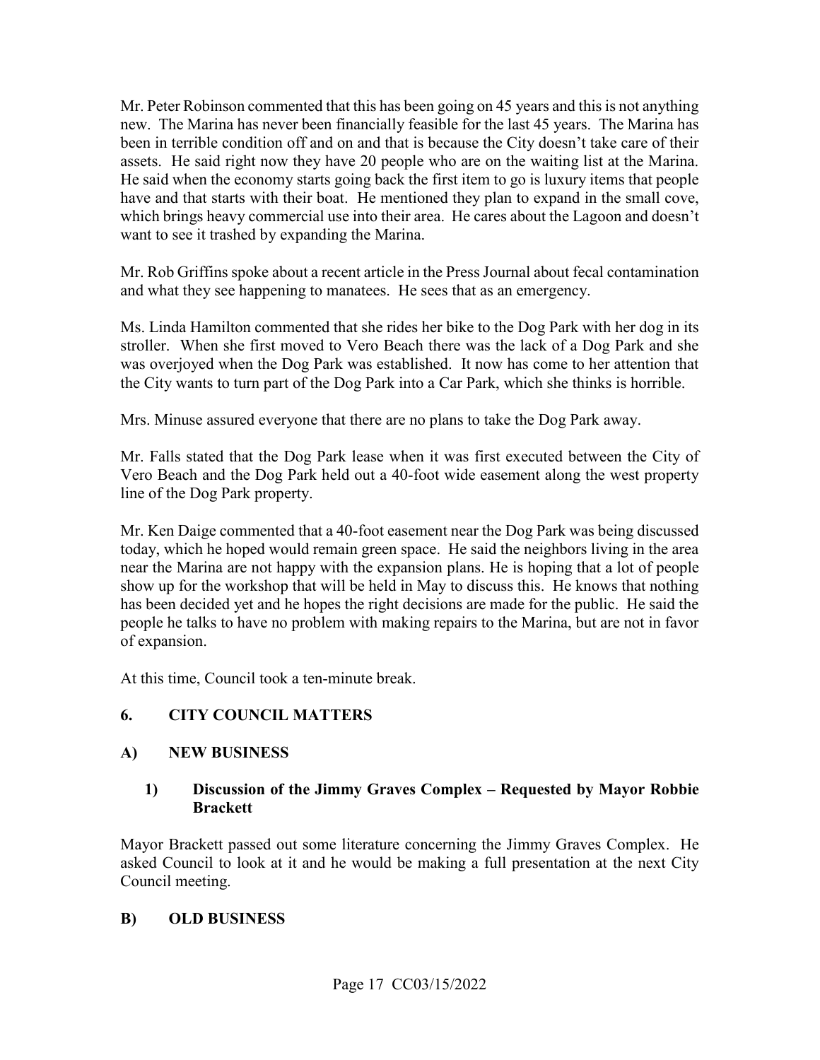Mr. Peter Robinson commented that this has been going on 45 years and this is not anything new. The Marina has never been financially feasible for the last 45 years. The Marina has been in terrible condition off and on and that is because the City doesn't take care of their assets. He said right now they have 20 people who are on the waiting list at the Marina. He said when the economy starts going back the first item to go is luxury items that people have and that starts with their boat. He mentioned they plan to expand in the small cove, which brings heavy commercial use into their area. He cares about the Lagoon and doesn't want to see it trashed by expanding the Marina.

Mr. Rob Griffins spoke about a recent article in the Press Journal about fecal contamination and what they see happening to manatees. He sees that as an emergency.

Ms. Linda Hamilton commented that she rides her bike to the Dog Park with her dog in its stroller. When she first moved to Vero Beach there was the lack of a Dog Park and she was overjoyed when the Dog Park was established. It now has come to her attention that the City wants to turn part of the Dog Park into a Car Park, which she thinks is horrible.

Mrs. Minuse assured everyone that there are no plans to take the Dog Park away.

Mr. Falls stated that the Dog Park lease when it was first executed between the City of Vero Beach and the Dog Park held out a 40-foot wide easement along the west property line of the Dog Park property.

Mr. Ken Daige commented that a 40-foot easement near the Dog Park was being discussed today, which he hoped would remain green space. He said the neighbors living in the area near the Marina are not happy with the expansion plans. He is hoping that a lot of people show up for the workshop that will be held in May to discuss this. He knows that nothing has been decided yet and he hopes the right decisions are made for the public. He said the people he talks to have no problem with making repairs to the Marina, but are not in favor of expansion.

At this time, Council took a ten-minute break.

## 6. CITY COUNCIL MATTERS

### A) NEW BUSINESS

#### 1) Discussion of the Jimmy Graves Complex – Requested by Mayor Robbie Brackett

Mayor Brackett passed out some literature concerning the Jimmy Graves Complex. He asked Council to look at it and he would be making a full presentation at the next City Council meeting.

### B) OLD BUSINESS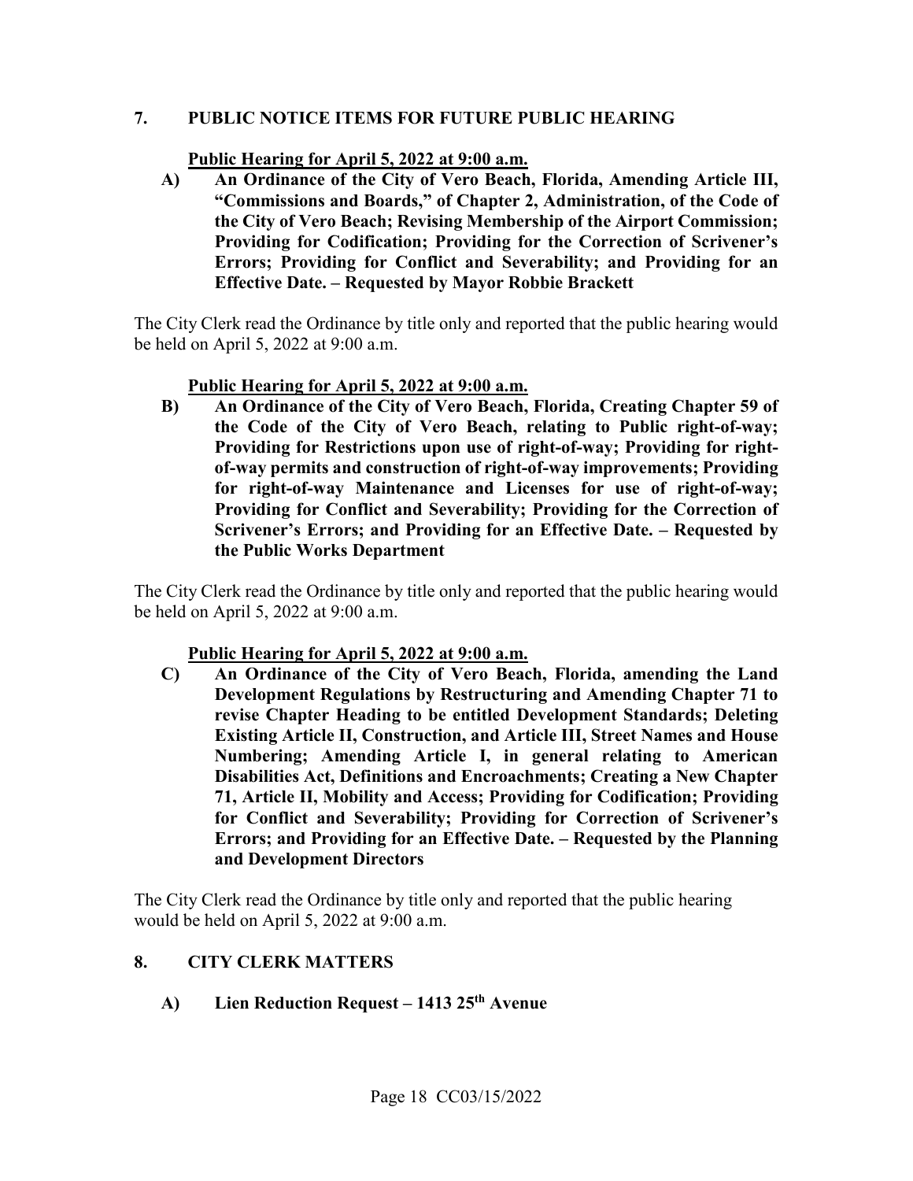## 7. PUBLIC NOTICE ITEMS FOR FUTURE PUBLIC HEARING

**Public Hearing for April 5, 2022 at 9:00 a.m.**

**A) An Ordinance of the City of Vero Beach, Florida, Amending Article III, "Commissions and Boards," of Chapter 2, Administration, of the Code of the City of Vero Beach; Revising Membership of the Airport Commission; Providing for Codification; Providing for the Correction of Scrivener's Errors; Providing for Conflict and Severability; and Providing for an Effective Date. – Requested by Mayor Robbie Brackett**

The City Clerk read the Ordinance by title only and reported that the public hearing would be held on April 5, 2022 at 9:00 a.m.

**Public Hearing for April 5, 2022 at 9:00 a.m.**

**B) An Ordinance of the City of Vero Beach, Florida, Creating Chapter 59 of the Code of the City of Vero Beach, relating to Public right-of-way; Providing for Restrictions upon use of right-of-way; Providing for right-of-way permits and construction of right-of-way improvements; Providing for right-of-way Maintenance and Licenses for use of right-of-way; Providing for Conflict and Severability; Providing for the Correction of Scrivener's Errors; and Providing for an Effective Date. – Requested by the Public Works Department**

The City Clerk read the Ordinance by title only and reported that the public hearing would be held on April 5, 2022 at 9:00 a.m.

**Public Hearing for April 5, 2022 at 9:00 a.m.**

**C) An Ordinance of the City of Vero Beach, Florida, amending the Land Development Regulations by Restructuring and Amending Chapter 71 to revise Chapter Heading to be entitled Development Standards; Deleting Existing Article II, Construction, and Article III, Street Names and House Numbering; Amending Article I, in general relating to American Disabilities Act, Definitions and Encroachments; Creating a New Chapter 71, Article II, Mobility and Access; Providing for Codification; Providing for Conflict and Severability; Providing for Correction of Scrivener's Errors; and Providing for an Effective Date. – Requested by the Planning and Development Directors**

The City Clerk read the Ordinance by title only and reported that the public hearing would be held on April 5, 2022 at 9:00 a.m.

## 8. CITY CLERK MATTERS

**A) Lien Reduction Request – 1413 25th Avenue**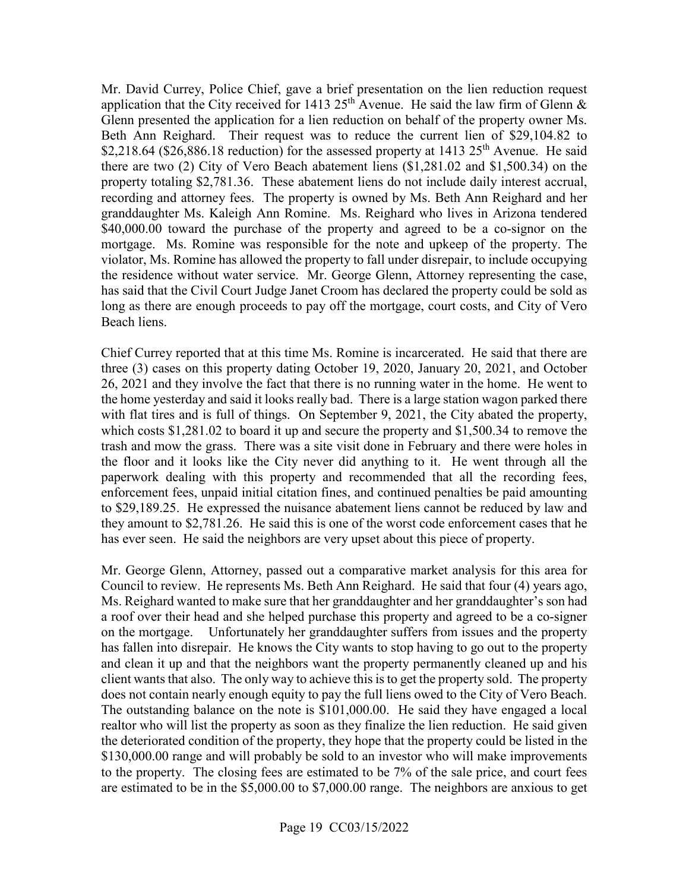Mr. David Currey, Police Chief, gave a brief presentation on the lien reduction request application that the City received for 1413 25th Avenue. He said the law firm of Glenn & Glenn presented the application for a lien reduction on behalf of the property owner Ms. Beth Ann Reighard. Their request was to reduce the current lien of $29,104.82 to $2,218.64 ($26,886.18 reduction) for the assessed property at 1413 25th Avenue. He said there are two (2) City of Vero Beach abatement liens ($1,281.02 and $1,500.34) on the property totaling $2,781.36. These abatement liens do not include daily interest accrual, recording and attorney fees. The property is owned by Ms. Beth Ann Reighard and her granddaughter Ms. Kaleigh Ann Romine. Ms. Reighard who lives in Arizona tendered $40,000.00 toward the purchase of the property and agreed to be a co-signor on the mortgage. Ms. Romine was responsible for the note and upkeep of the property. The violator, Ms. Romine has allowed the property to fall under disrepair, to include occupying the residence without water service. Mr. George Glenn, Attorney representing the case, has said that the Civil Court Judge Janet Croom has declared the property could be sold as long as there are enough proceeds to pay off the mortgage, court costs, and City of Vero Beach liens.

Chief Currey reported that at this time Ms. Romine is incarcerated. He said that there are three (3) cases on this property dating October 19, 2020, January 20, 2021, and October 26, 2021 and they involve the fact that there is no running water in the home. He went to the home yesterday and said it looks really bad. There is a large station wagon parked there with flat tires and is full of things. On September 9, 2021, the City abated the property, which costs $1,281.02 to board it up and secure the property and $1,500.34 to remove the trash and mow the grass. There was a site visit done in February and there were holes in the floor and it looks like the City never did anything to it. He went through all the paperwork dealing with this property and recommended that all the recording fees, enforcement fees, unpaid initial citation fines, and continued penalties be paid amounting to $29,189.25. He expressed the nuisance abatement liens cannot be reduced by law and they amount to $2,781.26. He said this is one of the worst code enforcement cases that he has ever seen. He said the neighbors are very upset about this piece of property.

Mr. George Glenn, Attorney, passed out a comparative market analysis for this area for Council to review. He represents Ms. Beth Ann Reighard. He said that four (4) years ago, Ms. Reighard wanted to make sure that her granddaughter and her granddaughter's son had a roof over their head and she helped purchase this property and agreed to be a co-signer on the mortgage. Unfortunately her granddaughter suffers from issues and the property has fallen into disrepair. He knows the City wants to stop having to go out to the property and clean it up and that the neighbors want the property permanently cleaned up and his client wants that also. The only way to achieve this is to get the property sold. The property does not contain nearly enough equity to pay the full liens owed to the City of Vero Beach. The outstanding balance on the note is $101,000.00. He said they have engaged a local realtor who will list the property as soon as they finalize the lien reduction. He said given the deteriorated condition of the property, they hope that the property could be listed in the $130,000.00 range and will probably be sold to an investor who will make improvements to the property. The closing fees are estimated to be 7% of the sale price, and court fees are estimated to be in the $5,000.00 to $7,000.00 range. The neighbors are anxious to get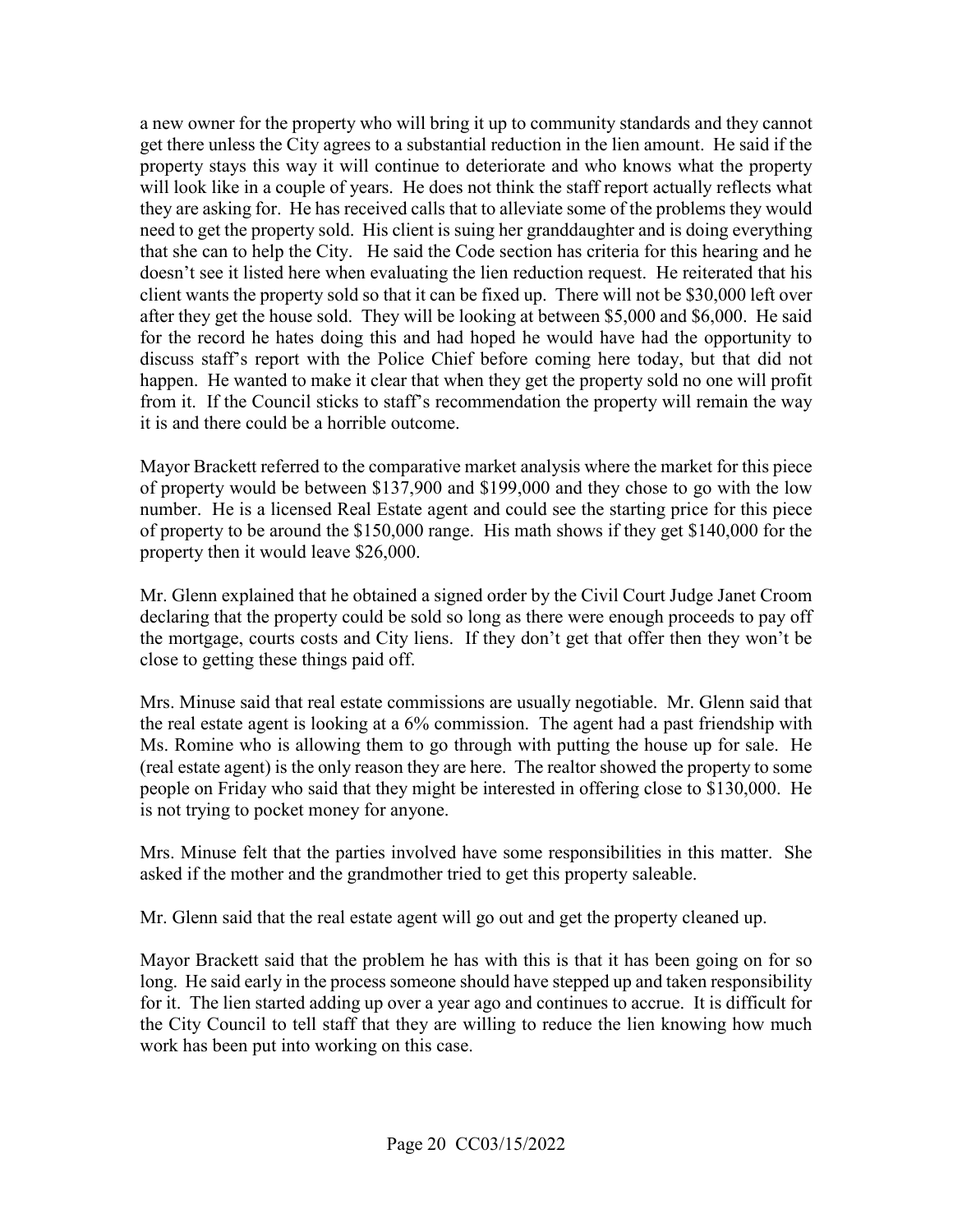a new owner for the property who will bring it up to community standards and they cannot get there unless the City agrees to a substantial reduction in the lien amount. He said if the property stays this way it will continue to deteriorate and who knows what the property will look like in a couple of years. He does not think the staff report actually reflects what they are asking for. He has received calls that to alleviate some of the problems they would need to get the property sold. His client is suing her granddaughter and is doing everything that she can to help the City. He said the Code section has criteria for this hearing and he doesn't see it listed here when evaluating the lien reduction request. He reiterated that his client wants the property sold so that it can be fixed up. There will not be $30,000 left over after they get the house sold. They will be looking at between $5,000 and $6,000. He said for the record he hates doing this and had hoped he would have had the opportunity to discuss staff's report with the Police Chief before coming here today, but that did not happen. He wanted to make it clear that when they get the property sold no one will profit from it. If the Council sticks to staff's recommendation the property will remain the way it is and there could be a horrible outcome.

Mayor Brackett referred to the comparative market analysis where the market for this piece of property would be between $137,900 and $199,000 and they chose to go with the low number. He is a licensed Real Estate agent and could see the starting price for this piece of property to be around the $150,000 range. His math shows if they get $140,000 for the property then it would leave $26,000.

Mr. Glenn explained that he obtained a signed order by the Civil Court Judge Janet Croom declaring that the property could be sold so long as there were enough proceeds to pay off the mortgage, courts costs and City liens. If they don't get that offer then they won't be close to getting these things paid off.

Mrs. Minuse said that real estate commissions are usually negotiable. Mr. Glenn said that the real estate agent is looking at a 6% commission. The agent had a past friendship with Ms. Romine who is allowing them to go through with putting the house up for sale. He (real estate agent) is the only reason they are here. The realtor showed the property to some people on Friday who said that they might be interested in offering close to $130,000. He is not trying to pocket money for anyone.

Mrs. Minuse felt that the parties involved have some responsibilities in this matter. She asked if the mother and the grandmother tried to get this property saleable.

Mr. Glenn said that the real estate agent will go out and get the property cleaned up.

Mayor Brackett said that the problem he has with this is that it has been going on for so long. He said early in the process someone should have stepped up and taken responsibility for it. The lien started adding up over a year ago and continues to accrue. It is difficult for the City Council to tell staff that they are willing to reduce the lien knowing how much work has been put into working on this case.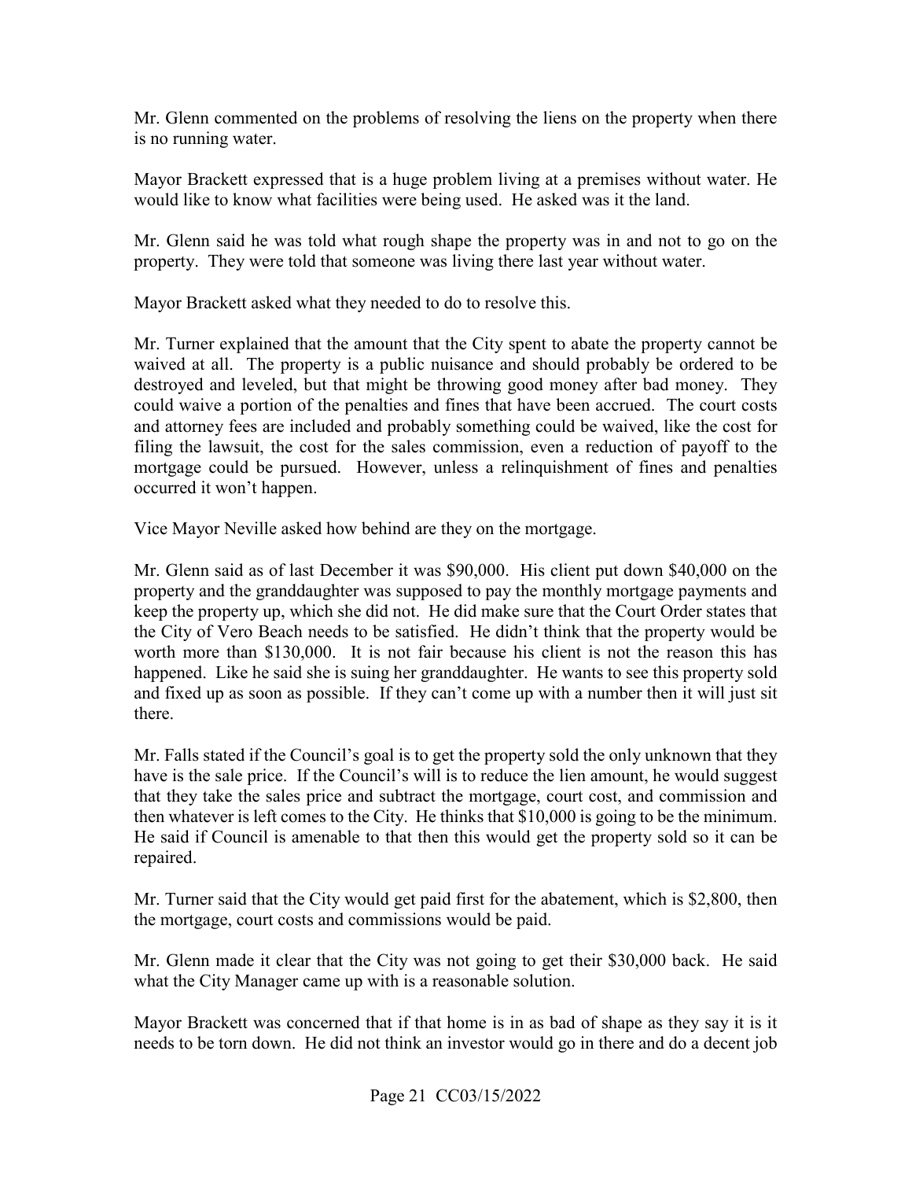Mr. Glenn commented on the problems of resolving the liens on the property when there is no running water.

Mayor Brackett expressed that is a huge problem living at a premises without water. He would like to know what facilities were being used. He asked was it the land.

Mr. Glenn said he was told what rough shape the property was in and not to go on the property. They were told that someone was living there last year without water.

Mayor Brackett asked what they needed to do to resolve this.

Mr. Turner explained that the amount that the City spent to abate the property cannot be waived at all. The property is a public nuisance and should probably be ordered to be destroyed and leveled, but that might be throwing good money after bad money. They could waive a portion of the penalties and fines that have been accrued. The court costs and attorney fees are included and probably something could be waived, like the cost for filing the lawsuit, the cost for the sales commission, even a reduction of payoff to the mortgage could be pursued. However, unless a relinquishment of fines and penalties occurred it won't happen.

Vice Mayor Neville asked how behind are they on the mortgage.

Mr. Glenn said as of last December it was $90,000. His client put down $40,000 on the property and the granddaughter was supposed to pay the monthly mortgage payments and keep the property up, which she did not. He did make sure that the Court Order states that the City of Vero Beach needs to be satisfied. He didn't think that the property would be worth more than $130,000. It is not fair because his client is not the reason this has happened. Like he said she is suing her granddaughter. He wants to see this property sold and fixed up as soon as possible. If they can't come up with a number then it will just sit there.

Mr. Falls stated if the Council's goal is to get the property sold the only unknown that they have is the sale price. If the Council's will is to reduce the lien amount, he would suggest that they take the sales price and subtract the mortgage, court cost, and commission and then whatever is left comes to the City. He thinks that $10,000 is going to be the minimum. He said if Council is amenable to that then this would get the property sold so it can be repaired.

Mr. Turner said that the City would get paid first for the abatement, which is $2,800, then the mortgage, court costs and commissions would be paid.

Mr. Glenn made it clear that the City was not going to get their $30,000 back. He said what the City Manager came up with is a reasonable solution.

Mayor Brackett was concerned that if that home is in as bad of shape as they say it is it needs to be torn down. He did not think an investor would go in there and do a decent job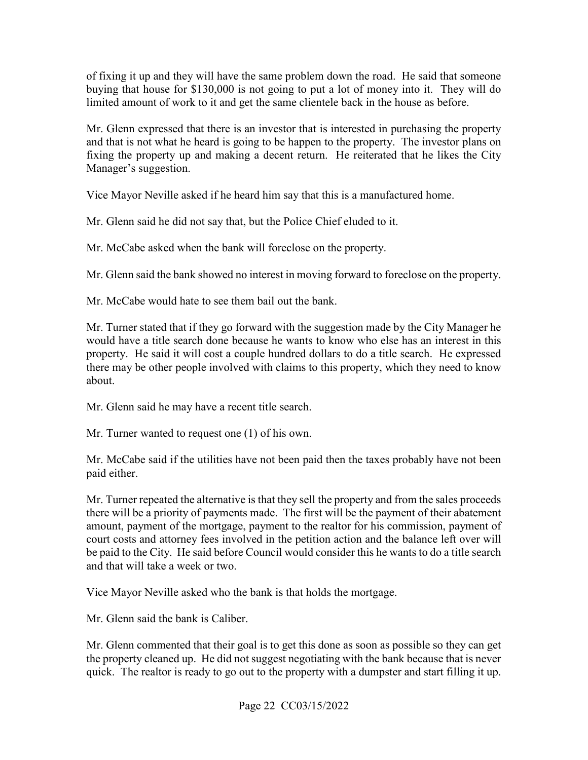of fixing it up and they will have the same problem down the road. He said that someone buying that house for $130,000 is not going to put a lot of money into it. They will do limited amount of work to it and get the same clientele back in the house as before.

Mr. Glenn expressed that there is an investor that is interested in purchasing the property and that is not what he heard is going to be happen to the property. The investor plans on fixing the property up and making a decent return. He reiterated that he likes the City Manager's suggestion.

Vice Mayor Neville asked if he heard him say that this is a manufactured home.

Mr. Glenn said he did not say that, but the Police Chief eluded to it.

Mr. McCabe asked when the bank will foreclose on the property.

Mr. Glenn said the bank showed no interest in moving forward to foreclose on the property.

Mr. McCabe would hate to see them bail out the bank.

Mr. Turner stated that if they go forward with the suggestion made by the City Manager he would have a title search done because he wants to know who else has an interest in this property. He said it will cost a couple hundred dollars to do a title search. He expressed there may be other people involved with claims to this property, which they need to know about.

Mr. Glenn said he may have a recent title search.

Mr. Turner wanted to request one (1) of his own.

Mr. McCabe said if the utilities have not been paid then the taxes probably have not been paid either.

Mr. Turner repeated the alternative is that they sell the property and from the sales proceeds there will be a priority of payments made. The first will be the payment of their abatement amount, payment of the mortgage, payment to the realtor for his commission, payment of court costs and attorney fees involved in the petition action and the balance left over will be paid to the City. He said before Council would consider this he wants to do a title search and that will take a week or two.

Vice Mayor Neville asked who the bank is that holds the mortgage.

Mr. Glenn said the bank is Caliber.

Mr. Glenn commented that their goal is to get this done as soon as possible so they can get the property cleaned up. He did not suggest negotiating with the bank because that is never quick. The realtor is ready to go out to the property with a dumpster and start filling it up.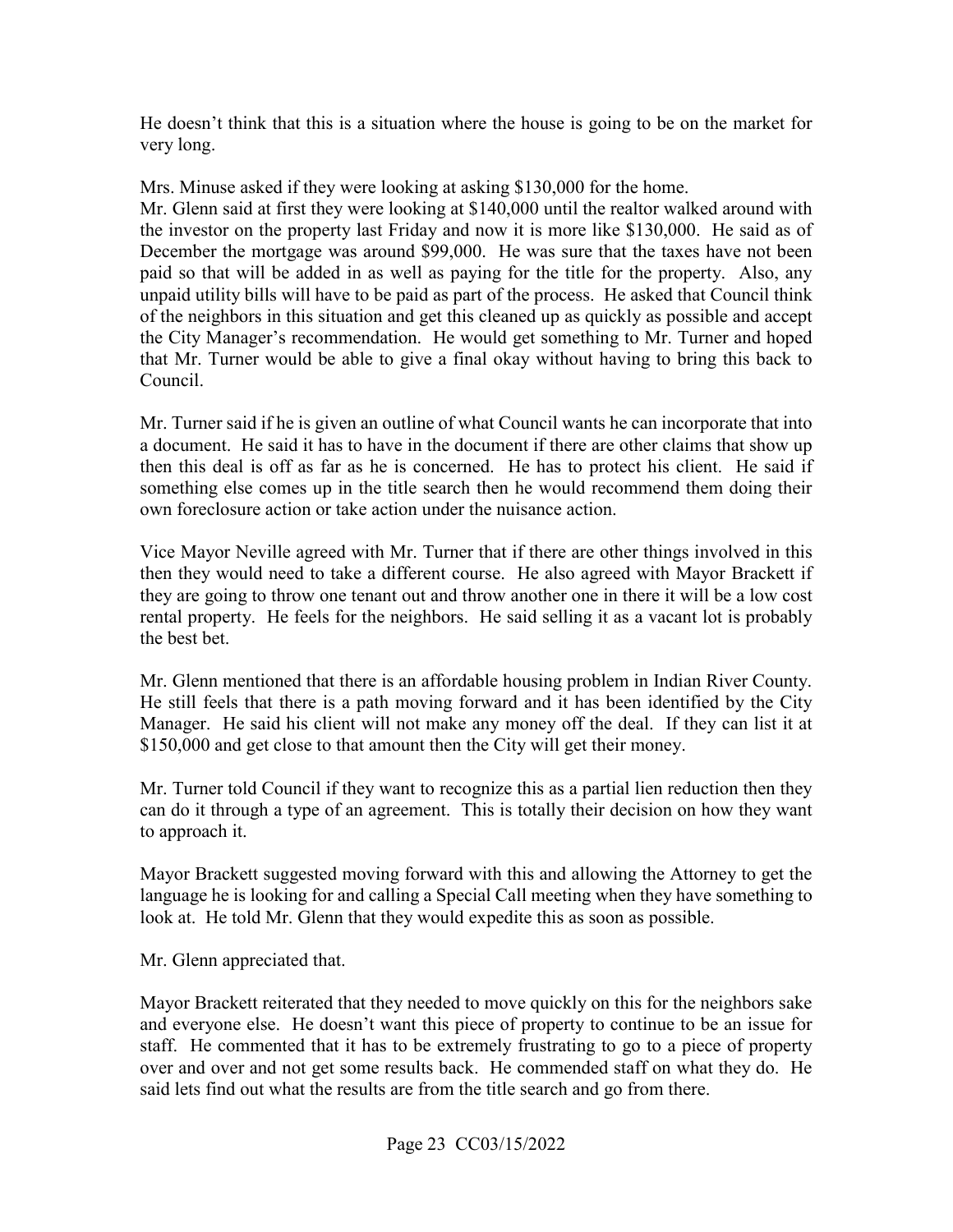He doesn't think that this is a situation where the house is going to be on the market for very long.

Mrs. Minuse asked if they were looking at asking $130,000 for the home.
Mr. Glenn said at first they were looking at $140,000 until the realtor walked around with the investor on the property last Friday and now it is more like $130,000. He said as of December the mortgage was around $99,000. He was sure that the taxes have not been paid so that will be added in as well as paying for the title for the property. Also, any unpaid utility bills will have to be paid as part of the process. He asked that Council think of the neighbors in this situation and get this cleaned up as quickly as possible and accept the City Manager's recommendation. He would get something to Mr. Turner and hoped that Mr. Turner would be able to give a final okay without having to bring this back to Council.

Mr. Turner said if he is given an outline of what Council wants he can incorporate that into a document. He said it has to have in the document if there are other claims that show up then this deal is off as far as he is concerned. He has to protect his client. He said if something else comes up in the title search then he would recommend them doing their own foreclosure action or take action under the nuisance action.

Vice Mayor Neville agreed with Mr. Turner that if there are other things involved in this then they would need to take a different course. He also agreed with Mayor Brackett if they are going to throw one tenant out and throw another one in there it will be a low cost rental property. He feels for the neighbors. He said selling it as a vacant lot is probably the best bet.

Mr. Glenn mentioned that there is an affordable housing problem in Indian River County. He still feels that there is a path moving forward and it has been identified by the City Manager. He said his client will not make any money off the deal. If they can list it at $150,000 and get close to that amount then the City will get their money.

Mr. Turner told Council if they want to recognize this as a partial lien reduction then they can do it through a type of an agreement. This is totally their decision on how they want to approach it.

Mayor Brackett suggested moving forward with this and allowing the Attorney to get the language he is looking for and calling a Special Call meeting when they have something to look at. He told Mr. Glenn that they would expedite this as soon as possible.

Mr. Glenn appreciated that.

Mayor Brackett reiterated that they needed to move quickly on this for the neighbors sake and everyone else. He doesn't want this piece of property to continue to be an issue for staff. He commented that it has to be extremely frustrating to go to a piece of property over and over and not get some results back. He commended staff on what they do. He said lets find out what the results are from the title search and go from there.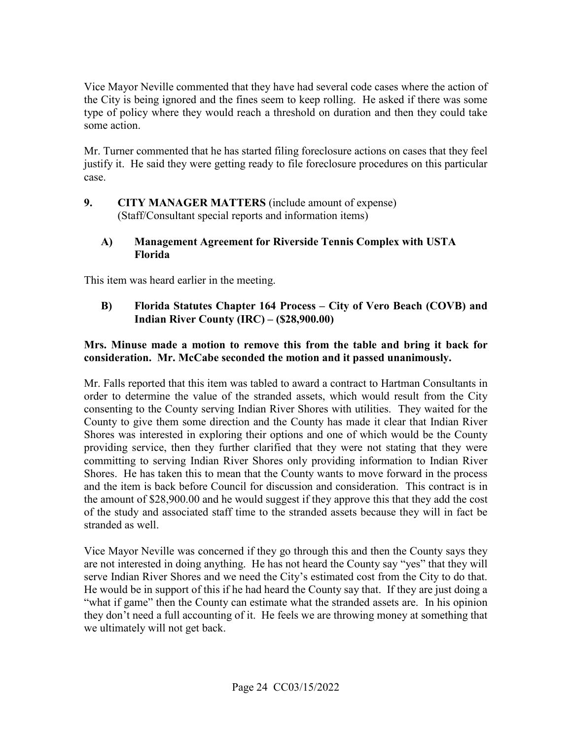Vice Mayor Neville commented that they have had several code cases where the action of the City is being ignored and the fines seem to keep rolling. He asked if there was some type of policy where they would reach a threshold on duration and then they could take some action.

Mr. Turner commented that he has started filing foreclosure actions on cases that they feel justify it. He said they were getting ready to file foreclosure procedures on this particular case.

**9. CITY MANAGER MATTERS** (include amount of expense)
(Staff/Consultant special reports and information items)

**A) Management Agreement for Riverside Tennis Complex with USTA Florida**

This item was heard earlier in the meeting.

**B) Florida Statutes Chapter 164 Process – City of Vero Beach (COVB) and Indian River County (IRC) – ($28,900.00)**

**Mrs. Minuse made a motion to remove this from the table and bring it back for consideration. Mr. McCabe seconded the motion and it passed unanimously.**

Mr. Falls reported that this item was tabled to award a contract to Hartman Consultants in order to determine the value of the stranded assets, which would result from the City consenting to the County serving Indian River Shores with utilities. They waited for the County to give them some direction and the County has made it clear that Indian River Shores was interested in exploring their options and one of which would be the County providing service, then they further clarified that they were not stating that they were committing to serving Indian River Shores only providing information to Indian River Shores. He has taken this to mean that the County wants to move forward in the process and the item is back before Council for discussion and consideration. This contract is in the amount of $28,900.00 and he would suggest if they approve this that they add the cost of the study and associated staff time to the stranded assets because they will in fact be stranded as well.

Vice Mayor Neville was concerned if they go through this and then the County says they are not interested in doing anything. He has not heard the County say "yes" that they will serve Indian River Shores and we need the City's estimated cost from the City to do that. He would be in support of this if he had heard the County say that. If they are just doing a "what if game" then the County can estimate what the stranded assets are. In his opinion they don't need a full accounting of it. He feels we are throwing money at something that we ultimately will not get back.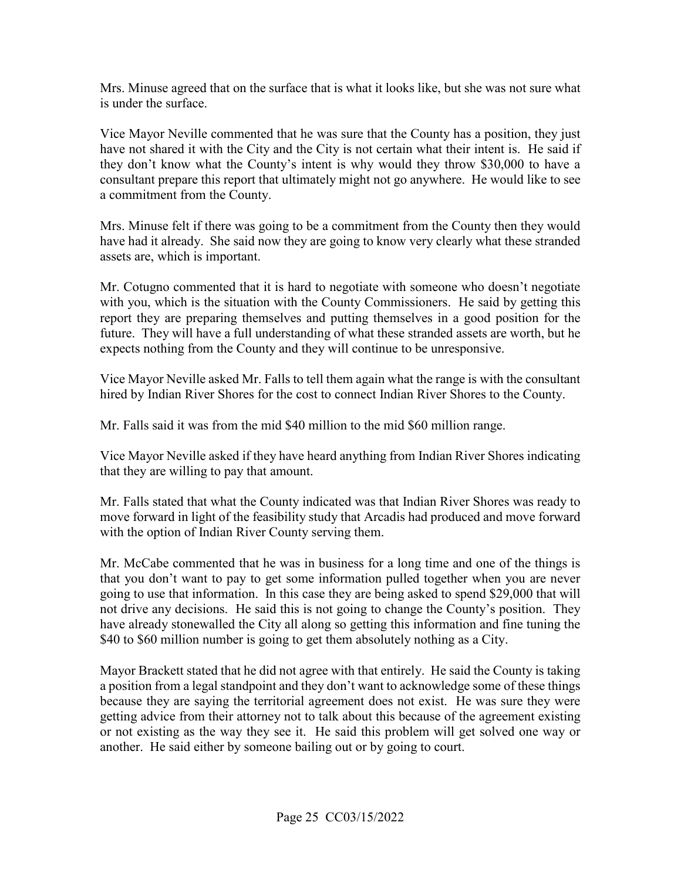Mrs. Minuse agreed that on the surface that is what it looks like, but she was not sure what is under the surface.

Vice Mayor Neville commented that he was sure that the County has a position, they just have not shared it with the City and the City is not certain what their intent is. He said if they don't know what the County's intent is why would they throw $30,000 to have a consultant prepare this report that ultimately might not go anywhere. He would like to see a commitment from the County.

Mrs. Minuse felt if there was going to be a commitment from the County then they would have had it already. She said now they are going to know very clearly what these stranded assets are, which is important.

Mr. Cotugno commented that it is hard to negotiate with someone who doesn't negotiate with you, which is the situation with the County Commissioners. He said by getting this report they are preparing themselves and putting themselves in a good position for the future. They will have a full understanding of what these stranded assets are worth, but he expects nothing from the County and they will continue to be unresponsive.

Vice Mayor Neville asked Mr. Falls to tell them again what the range is with the consultant hired by Indian River Shores for the cost to connect Indian River Shores to the County.

Mr. Falls said it was from the mid $40 million to the mid $60 million range.

Vice Mayor Neville asked if they have heard anything from Indian River Shores indicating that they are willing to pay that amount.

Mr. Falls stated that what the County indicated was that Indian River Shores was ready to move forward in light of the feasibility study that Arcadis had produced and move forward with the option of Indian River County serving them.

Mr. McCabe commented that he was in business for a long time and one of the things is that you don't want to pay to get some information pulled together when you are never going to use that information. In this case they are being asked to spend $29,000 that will not drive any decisions. He said this is not going to change the County's position. They have already stonewalled the City all along so getting this information and fine tuning the $40 to $60 million number is going to get them absolutely nothing as a City.

Mayor Brackett stated that he did not agree with that entirely. He said the County is taking a position from a legal standpoint and they don't want to acknowledge some of these things because they are saying the territorial agreement does not exist. He was sure they were getting advice from their attorney not to talk about this because of the agreement existing or not existing as the way they see it. He said this problem will get solved one way or another. He said either by someone bailing out or by going to court.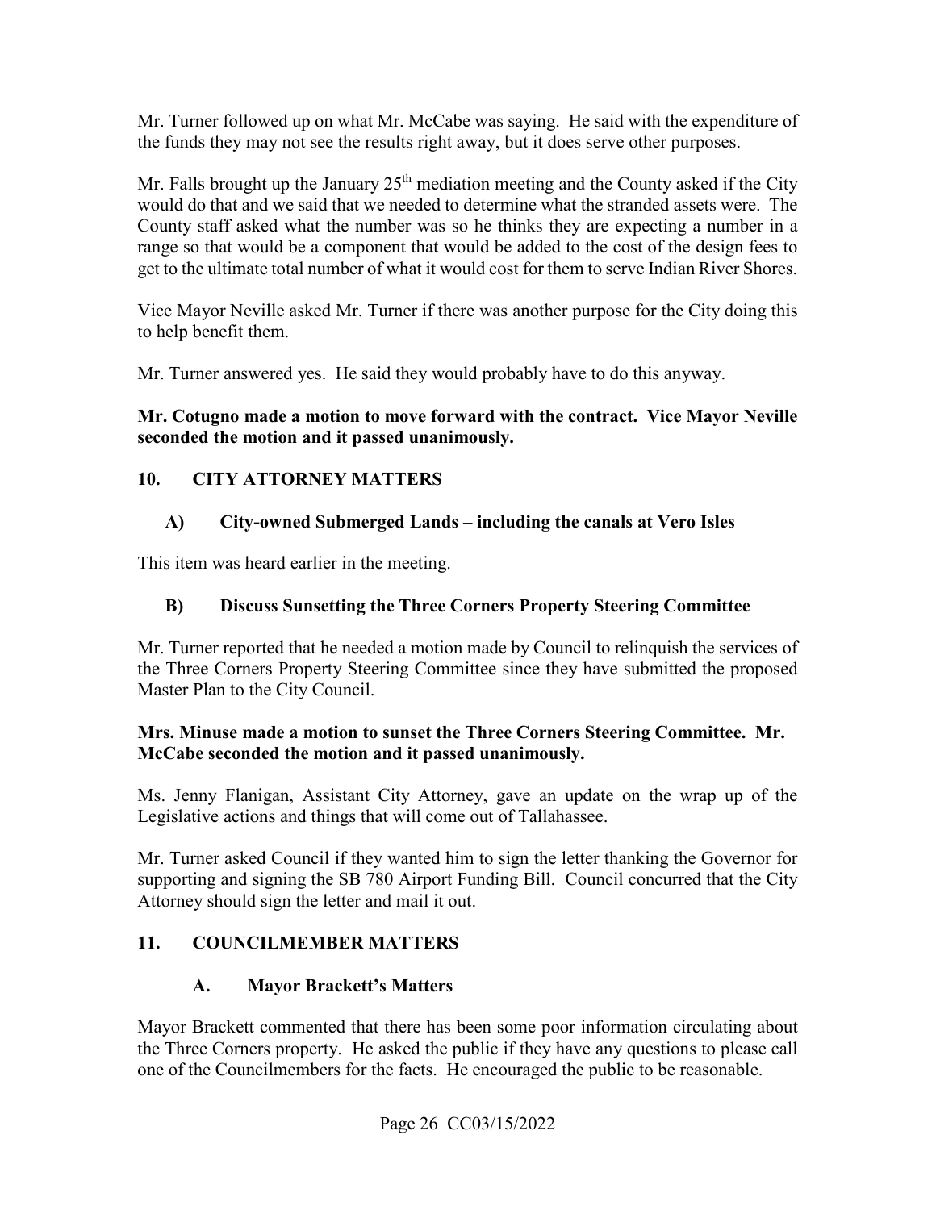Mr. Turner followed up on what Mr. McCabe was saying. He said with the expenditure of the funds they may not see the results right away, but it does serve other purposes.

Mr. Falls brought up the January 25th mediation meeting and the County asked if the City would do that and we said that we needed to determine what the stranded assets were. The County staff asked what the number was so he thinks they are expecting a number in a range so that would be a component that would be added to the cost of the design fees to get to the ultimate total number of what it would cost for them to serve Indian River Shores.

Vice Mayor Neville asked Mr. Turner if there was another purpose for the City doing this to help benefit them.

Mr. Turner answered yes. He said they would probably have to do this anyway.

**Mr. Cotugno made a motion to move forward with the contract. Vice Mayor Neville seconded the motion and it passed unanimously.**

## 10. CITY ATTORNEY MATTERS

### A) City-owned Submerged Lands – including the canals at Vero Isles

This item was heard earlier in the meeting.

### B) Discuss Sunsetting the Three Corners Property Steering Committee

Mr. Turner reported that he needed a motion made by Council to relinquish the services of the Three Corners Property Steering Committee since they have submitted the proposed Master Plan to the City Council.

**Mrs. Minuse made a motion to sunset the Three Corners Steering Committee. Mr. McCabe seconded the motion and it passed unanimously.**

Ms. Jenny Flanigan, Assistant City Attorney, gave an update on the wrap up of the Legislative actions and things that will come out of Tallahassee.

Mr. Turner asked Council if they wanted him to sign the letter thanking the Governor for supporting and signing the SB 780 Airport Funding Bill. Council concurred that the City Attorney should sign the letter and mail it out.

## 11. COUNCILMEMBER MATTERS

### A. Mayor Brackett's Matters

Mayor Brackett commented that there has been some poor information circulating about the Three Corners property. He asked the public if they have any questions to please call one of the Councilmembers for the facts. He encouraged the public to be reasonable.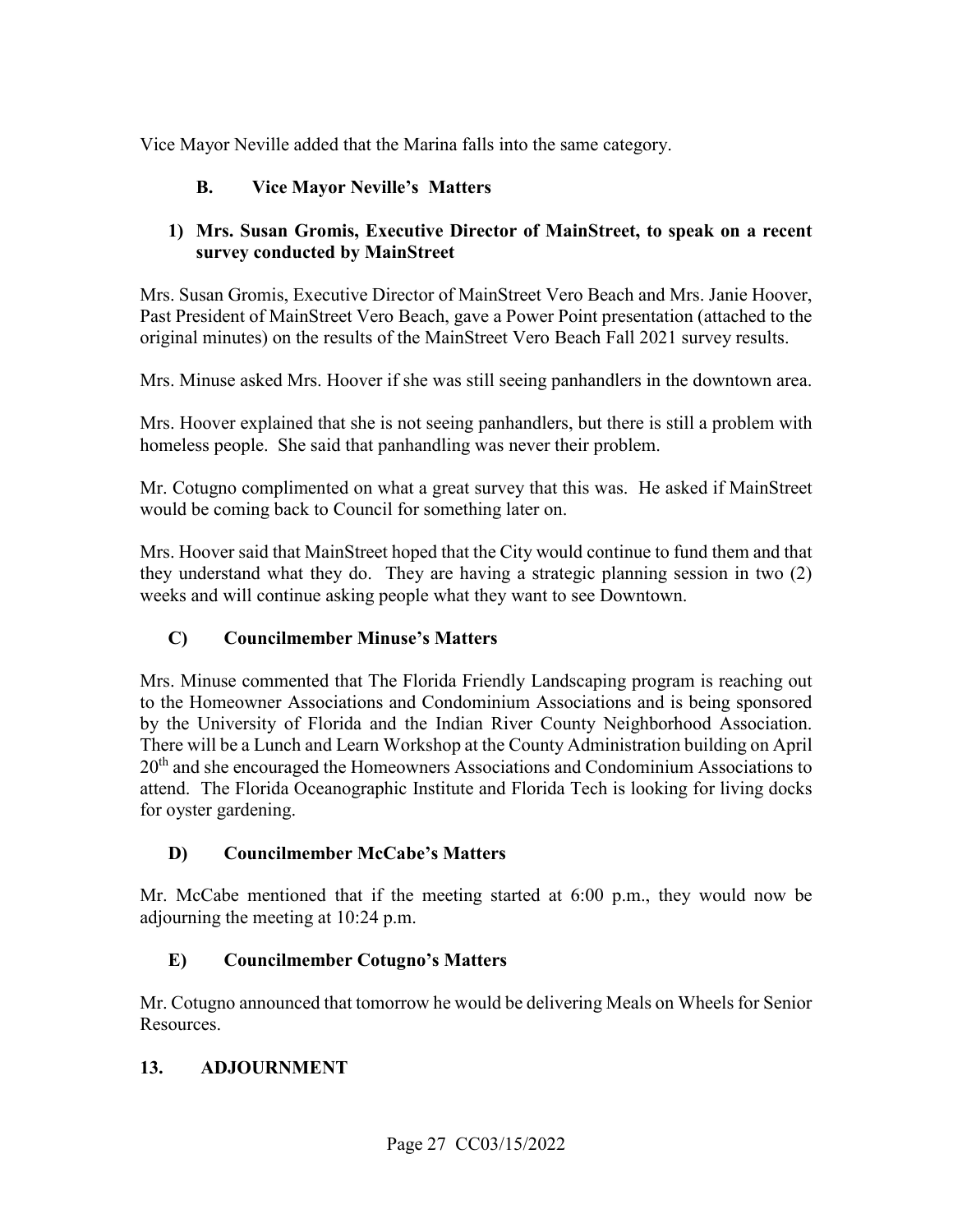Vice Mayor Neville added that the Marina falls into the same category.

### B. Vice Mayor Neville's Matters

**1) Mrs. Susan Gromis, Executive Director of MainStreet, to speak on a recent survey conducted by MainStreet**

Mrs. Susan Gromis, Executive Director of MainStreet Vero Beach and Mrs. Janie Hoover, Past President of MainStreet Vero Beach, gave a Power Point presentation (attached to the original minutes) on the results of the MainStreet Vero Beach Fall 2021 survey results.

Mrs. Minuse asked Mrs. Hoover if she was still seeing panhandlers in the downtown area.

Mrs. Hoover explained that she is not seeing panhandlers, but there is still a problem with homeless people. She said that panhandling was never their problem.

Mr. Cotugno complimented on what a great survey that this was. He asked if MainStreet would be coming back to Council for something later on.

Mrs. Hoover said that MainStreet hoped that the City would continue to fund them and that they understand what they do. They are having a strategic planning session in two (2) weeks and will continue asking people what they want to see Downtown.

### C) Councilmember Minuse's Matters

Mrs. Minuse commented that The Florida Friendly Landscaping program is reaching out to the Homeowner Associations and Condominium Associations and is being sponsored by the University of Florida and the Indian River County Neighborhood Association. There will be a Lunch and Learn Workshop at the County Administration building on April 20th and she encouraged the Homeowners Associations and Condominium Associations to attend. The Florida Oceanographic Institute and Florida Tech is looking for living docks for oyster gardening.

### D) Councilmember McCabe's Matters

Mr. McCabe mentioned that if the meeting started at 6:00 p.m., they would now be adjourning the meeting at 10:24 p.m.

### E) Councilmember Cotugno's Matters

Mr. Cotugno announced that tomorrow he would be delivering Meals on Wheels for Senior Resources.

## 13. ADJOURNMENT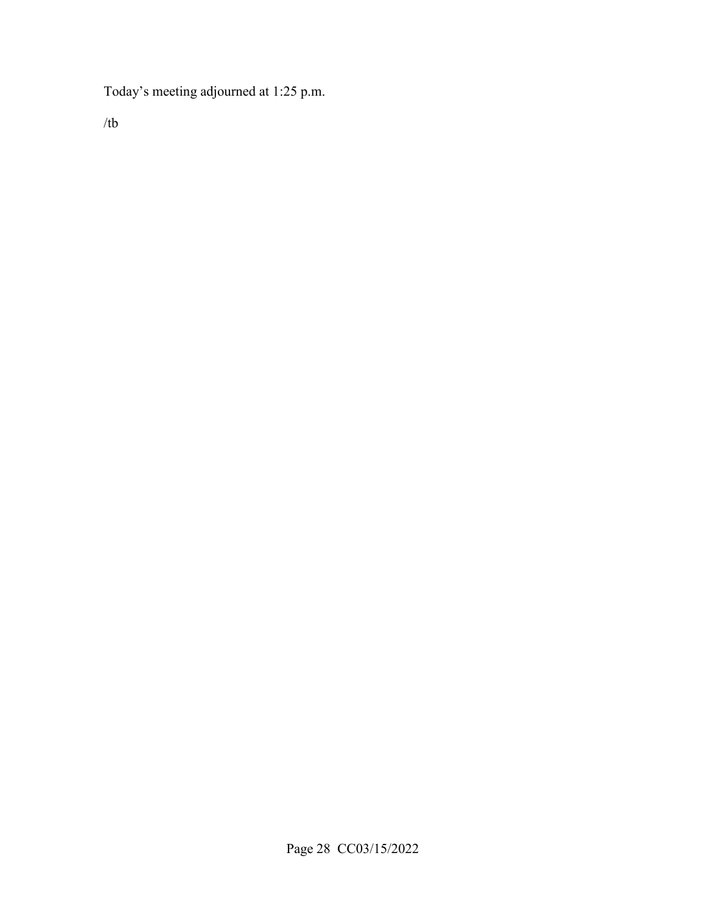Today’s meeting adjourned at 1:25 p.m.

/tb